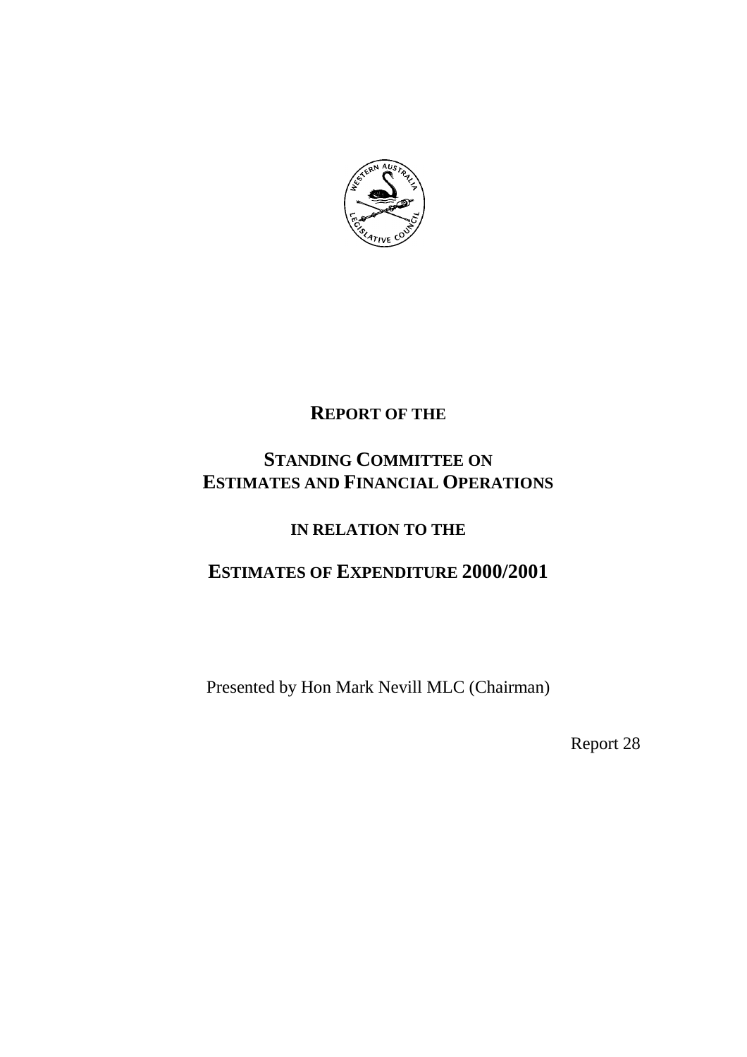# REPORT OF THE

# STANDING COMMITTEE ON ESTIMATES AND FINANCIAL OPERATIONS

## IN RELATION TO THE

# ESTIMATES OF EXPENDITURE 2000/2001

Presented by Hon Mark Nevill MLC (Chairman)

Report 28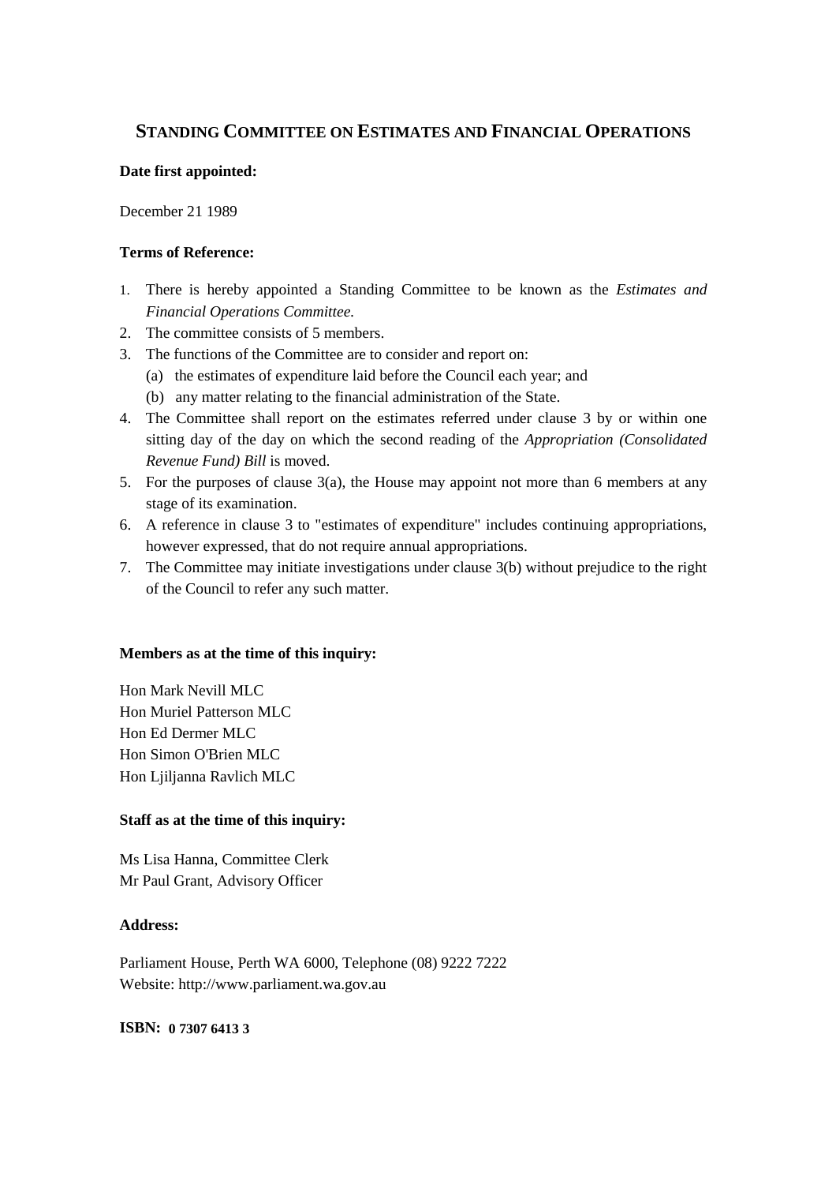# STANDING COMMITTEE ON ESTIMATES AND FINANCIAL OPERATIONS

**Date first appointed:**

December 21 1989

**Terms of Reference:**

1. There is hereby appointed a Standing Committee to be known as the *Estimates and Financial Operations Committee.*
2. The committee consists of 5 members.
3. The functions of the Committee are to consider and report on:
   (a) the estimates of expenditure laid before the Council each year; and
   (b) any matter relating to the financial administration of the State.
4. The Committee shall report on the estimates referred under clause 3 by or within one sitting day of the day on which the second reading of the *Appropriation (Consolidated Revenue Fund) Bill* is moved.
5. For the purposes of clause 3(a), the House may appoint not more than 6 members at any stage of its examination.
6. A reference in clause 3 to "estimates of expenditure" includes continuing appropriations, however expressed, that do not require annual appropriations.
7. The Committee may initiate investigations under clause 3(b) without prejudice to the right of the Council to refer any such matter.

**Members as at the time of this inquiry:**

Hon Mark Nevill MLC
Hon Muriel Patterson MLC
Hon Ed Dermer MLC
Hon Simon O'Brien MLC
Hon Ljiljanna Ravlich MLC

**Staff as at the time of this inquiry:**

Ms Lisa Hanna, Committee Clerk
Mr Paul Grant, Advisory Officer

**Address:**

Parliament House, Perth WA 6000, Telephone (08) 9222 7222
Website: http://www.parliament.wa.gov.au

**ISBN: 0 7307 6413 3**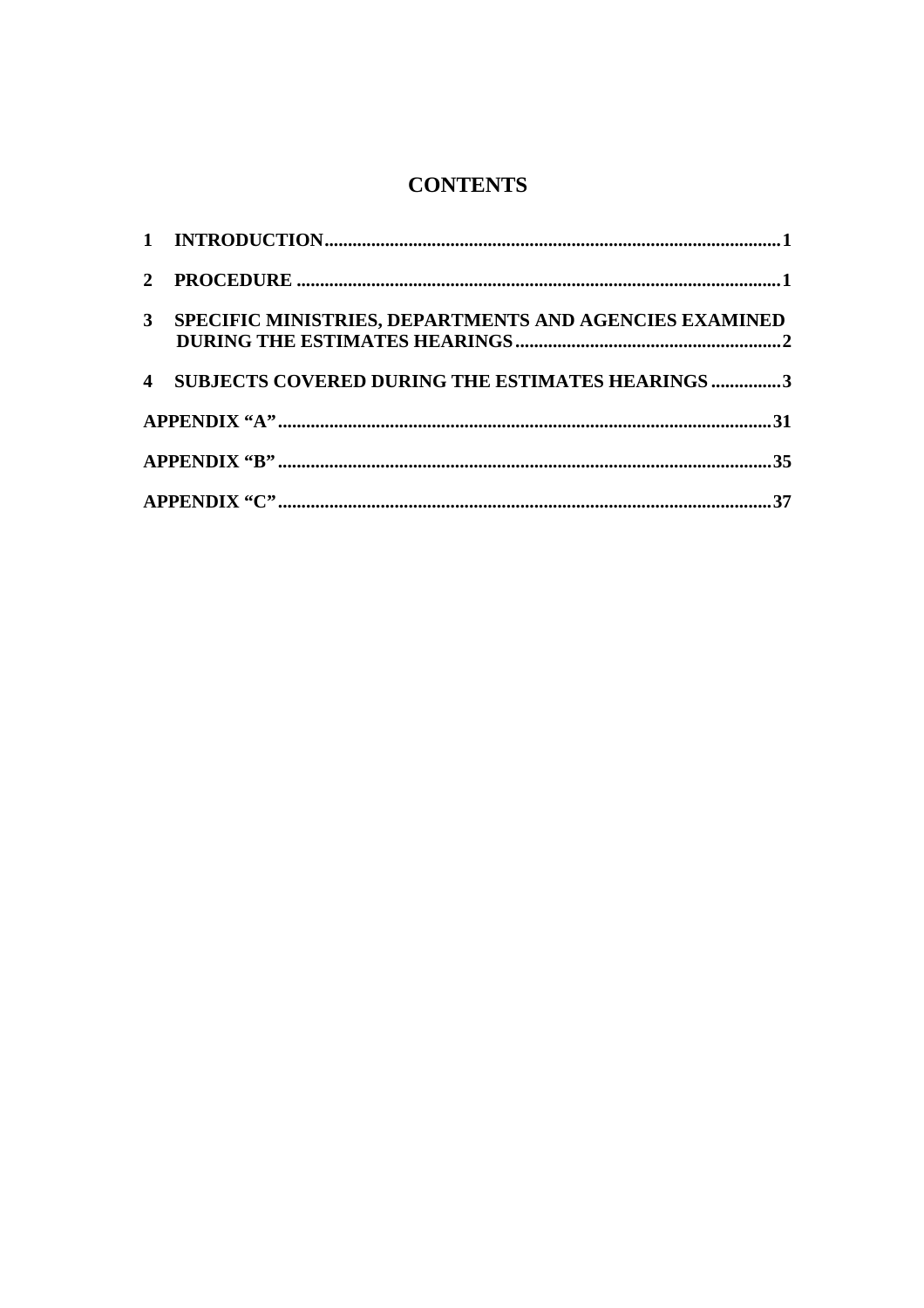# CONTENTS

| | | |
|---|---|---|
| 1 | INTRODUCTION | 1 |
| 2 | PROCEDURE | 1 |
| 3 | SPECIFIC MINISTRIES, DEPARTMENTS AND AGENCIES EXAMINED DURING THE ESTIMATES HEARINGS | 2 |
| 4 | SUBJECTS COVERED DURING THE ESTIMATES HEARINGS | 3 |
| | APPENDIX "A" | 31 |
| | APPENDIX "B" | 35 |
| | APPENDIX "C" | 37 |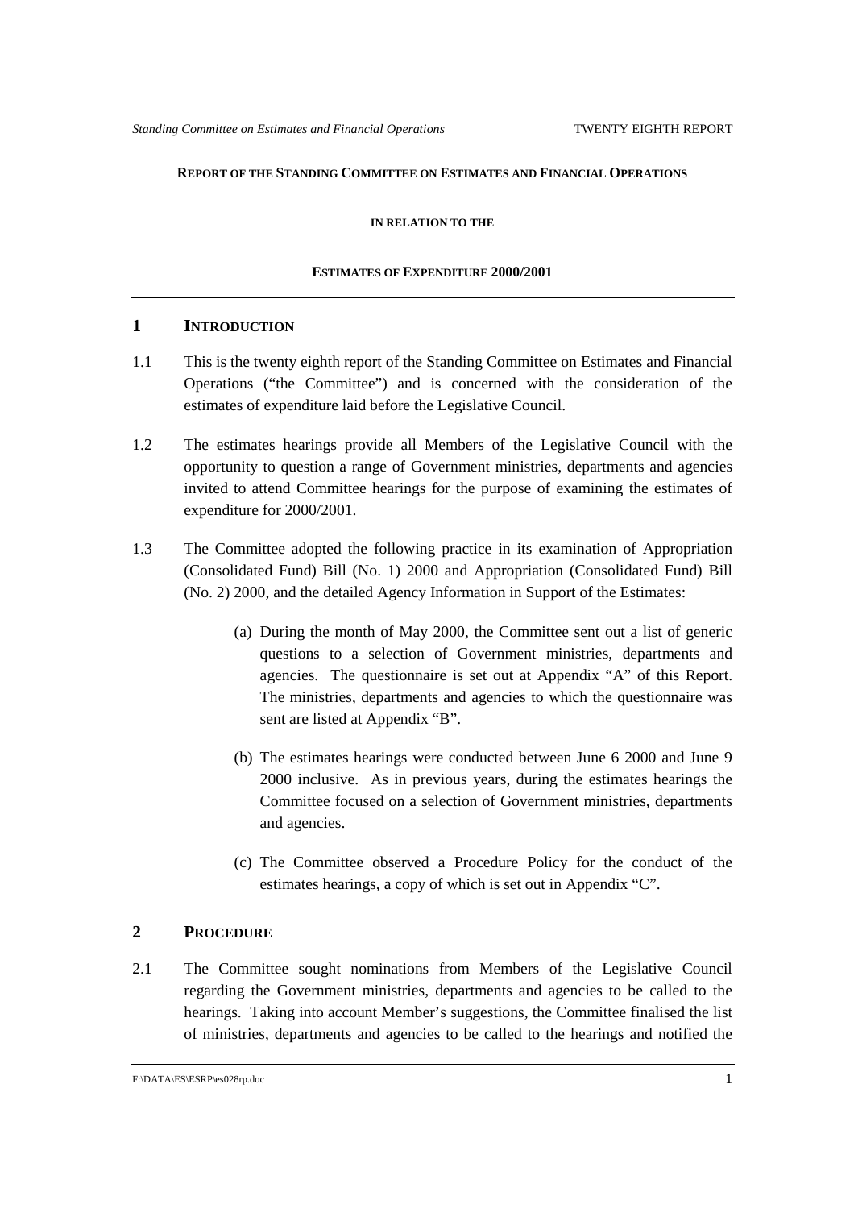**REPORT OF THE STANDING COMMITTEE ON ESTIMATES AND FINANCIAL OPERATIONS**

**IN RELATION TO THE**

**ESTIMATES OF EXPENDITURE 2000/2001**

## 1 INTRODUCTION

1.1 This is the twenty eighth report of the Standing Committee on Estimates and Financial Operations ("the Committee") and is concerned with the consideration of the estimates of expenditure laid before the Legislative Council.

1.2 The estimates hearings provide all Members of the Legislative Council with the opportunity to question a range of Government ministries, departments and agencies invited to attend Committee hearings for the purpose of examining the estimates of expenditure for 2000/2001.

1.3 The Committee adopted the following practice in its examination of Appropriation (Consolidated Fund) Bill (No. 1) 2000 and Appropriation (Consolidated Fund) Bill (No. 2) 2000, and the detailed Agency Information in Support of the Estimates:

(a) During the month of May 2000, the Committee sent out a list of generic questions to a selection of Government ministries, departments and agencies. The questionnaire is set out at Appendix "A" of this Report. The ministries, departments and agencies to which the questionnaire was sent are listed at Appendix "B".

(b) The estimates hearings were conducted between June 6 2000 and June 9 2000 inclusive. As in previous years, during the estimates hearings the Committee focused on a selection of Government ministries, departments and agencies.

(c) The Committee observed a Procedure Policy for the conduct of the estimates hearings, a copy of which is set out in Appendix "C".

## 2 PROCEDURE

2.1 The Committee sought nominations from Members of the Legislative Council regarding the Government ministries, departments and agencies to be called to the hearings. Taking into account Member's suggestions, the Committee finalised the list of ministries, departments and agencies to be called to the hearings and notified the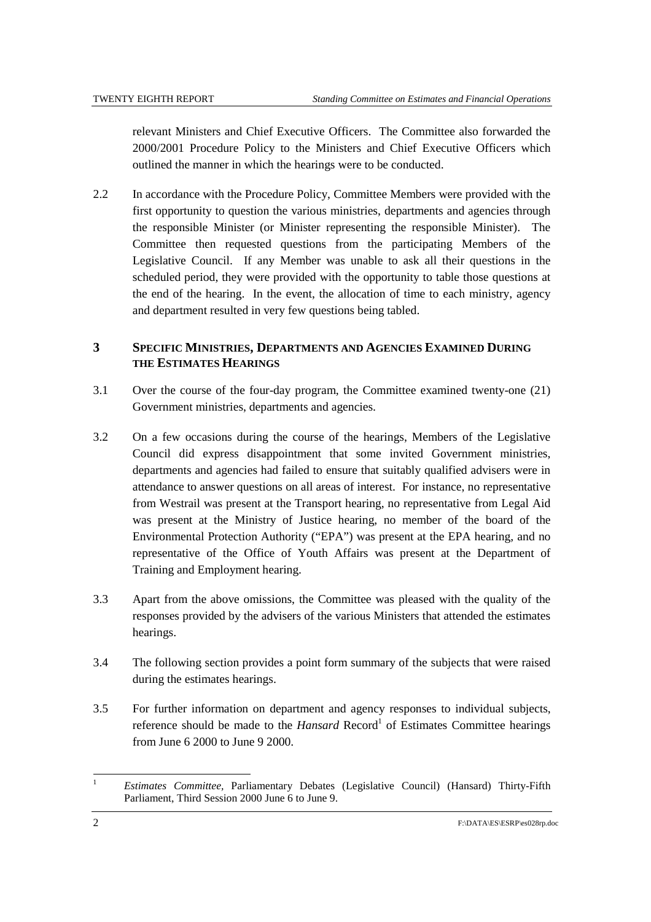relevant Ministers and Chief Executive Officers. The Committee also forwarded the 2000/2001 Procedure Policy to the Ministers and Chief Executive Officers which outlined the manner in which the hearings were to be conducted.

2.2 In accordance with the Procedure Policy, Committee Members were provided with the first opportunity to question the various ministries, departments and agencies through the responsible Minister (or Minister representing the responsible Minister). The Committee then requested questions from the participating Members of the Legislative Council. If any Member was unable to ask all their questions in the scheduled period, they were provided with the opportunity to table those questions at the end of the hearing. In the event, the allocation of time to each ministry, agency and department resulted in very few questions being tabled.

## 3 SPECIFIC MINISTRIES, DEPARTMENTS AND AGENCIES EXAMINED DURING THE ESTIMATES HEARINGS

3.1 Over the course of the four-day program, the Committee examined twenty-one (21) Government ministries, departments and agencies.

3.2 On a few occasions during the course of the hearings, Members of the Legislative Council did express disappointment that some invited Government ministries, departments and agencies had failed to ensure that suitably qualified advisers were in attendance to answer questions on all areas of interest. For instance, no representative from Westrail was present at the Transport hearing, no representative from Legal Aid was present at the Ministry of Justice hearing, no member of the board of the Environmental Protection Authority ("EPA") was present at the EPA hearing, and no representative of the Office of Youth Affairs was present at the Department of Training and Employment hearing.

3.3 Apart from the above omissions, the Committee was pleased with the quality of the responses provided by the advisers of the various Ministers that attended the estimates hearings.

3.4 The following section provides a point form summary of the subjects that were raised during the estimates hearings.

3.5 For further information on department and agency responses to individual subjects, reference should be made to the *Hansard* Record[1] of Estimates Committee hearings from June 6 2000 to June 9 2000.

---

[1] *Estimates Committee,* Parliamentary Debates (Legislative Council) (Hansard) Thirty-Fifth Parliament, Third Session 2000 June 6 to June 9.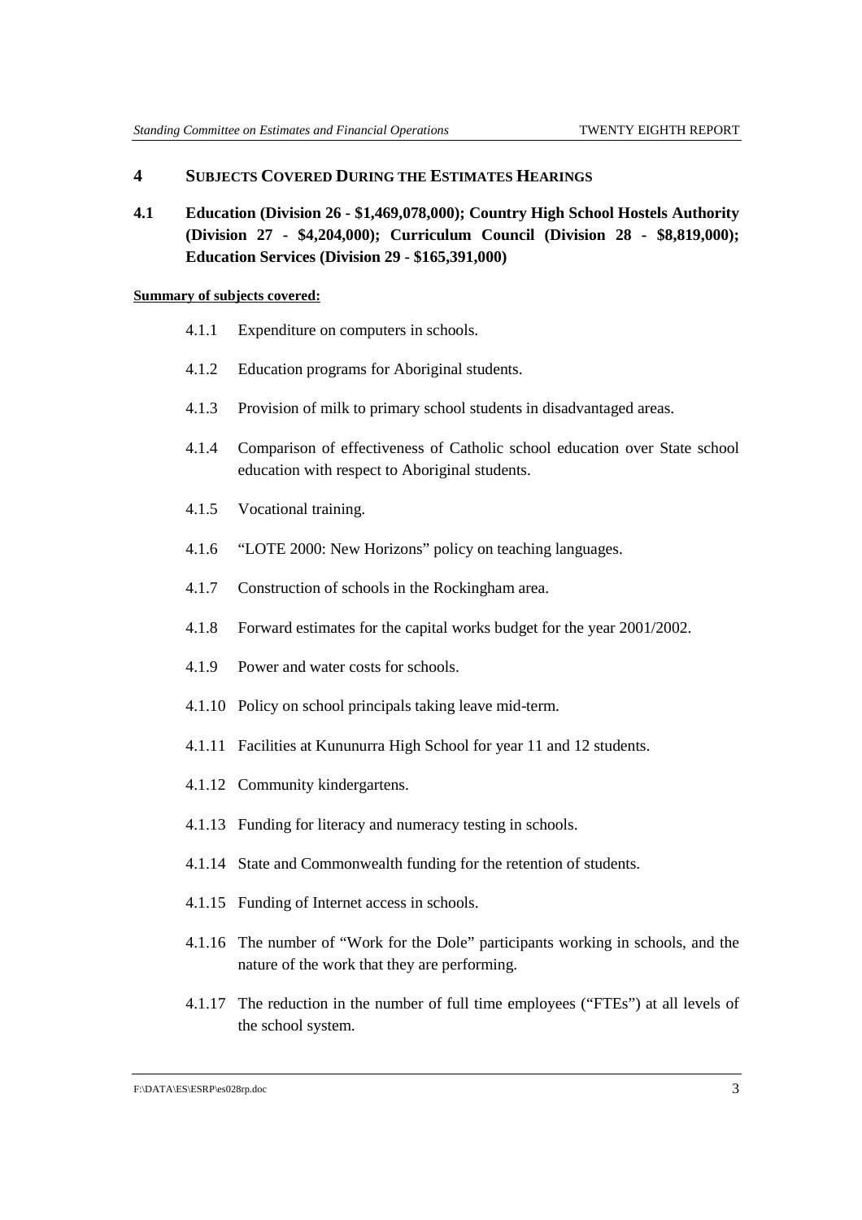# 4 SUBJECTS COVERED DURING THE ESTIMATES HEARINGS

## 4.1 Education (Division 26 - $1,469,078,000); Country High School Hostels Authority (Division 27 - $4,204,000); Curriculum Council (Division 28 - $8,819,000); Education Services (Division 29 - $165,391,000)

**Summary of subjects covered:**

4.1.1 Expenditure on computers in schools.

4.1.2 Education programs for Aboriginal students.

4.1.3 Provision of milk to primary school students in disadvantaged areas.

4.1.4 Comparison of effectiveness of Catholic school education over State school education with respect to Aboriginal students.

4.1.5 Vocational training.

4.1.6 "LOTE 2000: New Horizons" policy on teaching languages.

4.1.7 Construction of schools in the Rockingham area.

4.1.8 Forward estimates for the capital works budget for the year 2001/2002.

4.1.9 Power and water costs for schools.

4.1.10 Policy on school principals taking leave mid-term.

4.1.11 Facilities at Kununurra High School for year 11 and 12 students.

4.1.12 Community kindergartens.

4.1.13 Funding for literacy and numeracy testing in schools.

4.1.14 State and Commonwealth funding for the retention of students.

4.1.15 Funding of Internet access in schools.

4.1.16 The number of "Work for the Dole" participants working in schools, and the nature of the work that they are performing.

4.1.17 The reduction in the number of full time employees ("FTEs") at all levels of the school system.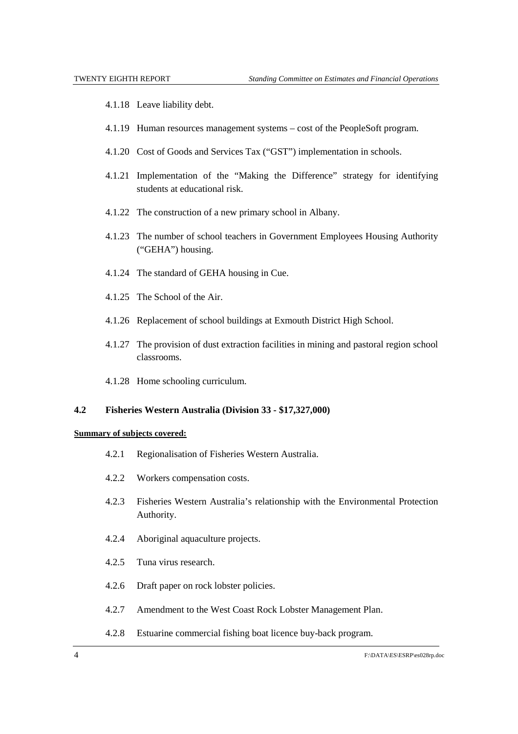4.1.18 Leave liability debt.

4.1.19 Human resources management systems – cost of the PeopleSoft program.

4.1.20 Cost of Goods and Services Tax ("GST") implementation in schools.

4.1.21 Implementation of the "Making the Difference" strategy for identifying students at educational risk.

4.1.22 The construction of a new primary school in Albany.

4.1.23 The number of school teachers in Government Employees Housing Authority ("GEHA") housing.

4.1.24 The standard of GEHA housing in Cue.

4.1.25 The School of the Air.

4.1.26 Replacement of school buildings at Exmouth District High School.

4.1.27 The provision of dust extraction facilities in mining and pastoral region school classrooms.

4.1.28 Home schooling curriculum.

### 4.2 Fisheries Western Australia (Division 33 - $17,327,000)

**Summary of subjects covered:**

4.2.1 Regionalisation of Fisheries Western Australia.

4.2.2 Workers compensation costs.

4.2.3 Fisheries Western Australia's relationship with the Environmental Protection Authority.

4.2.4 Aboriginal aquaculture projects.

4.2.5 Tuna virus research.

4.2.6 Draft paper on rock lobster policies.

4.2.7 Amendment to the West Coast Rock Lobster Management Plan.

4.2.8 Estuarine commercial fishing boat licence buy-back program.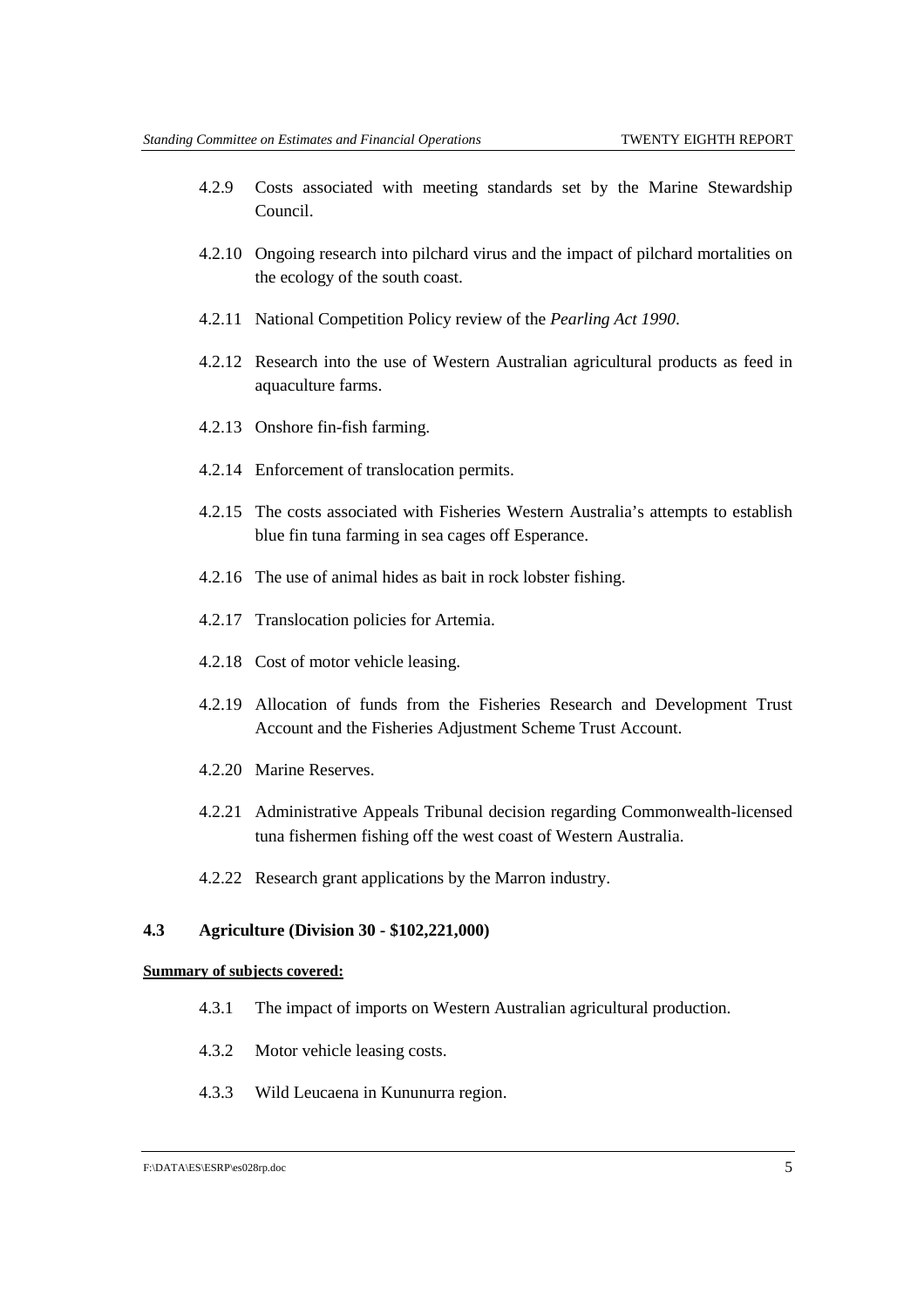4.2.9 Costs associated with meeting standards set by the Marine Stewardship Council.

4.2.10 Ongoing research into pilchard virus and the impact of pilchard mortalities on the ecology of the south coast.

4.2.11 National Competition Policy review of the *Pearling Act 1990*.

4.2.12 Research into the use of Western Australian agricultural products as feed in aquaculture farms.

4.2.13 Onshore fin-fish farming.

4.2.14 Enforcement of translocation permits.

4.2.15 The costs associated with Fisheries Western Australia's attempts to establish blue fin tuna farming in sea cages off Esperance.

4.2.16 The use of animal hides as bait in rock lobster fishing.

4.2.17 Translocation policies for Artemia.

4.2.18 Cost of motor vehicle leasing.

4.2.19 Allocation of funds from the Fisheries Research and Development Trust Account and the Fisheries Adjustment Scheme Trust Account.

4.2.20 Marine Reserves.

4.2.21 Administrative Appeals Tribunal decision regarding Commonwealth-licensed tuna fishermen fishing off the west coast of Western Australia.

4.2.22 Research grant applications by the Marron industry.

### 4.3 Agriculture (Division 30 - $102,221,000)

**Summary of subjects covered:**

4.3.1 The impact of imports on Western Australian agricultural production.

4.3.2 Motor vehicle leasing costs.

4.3.3 Wild Leucaena in Kununurra region.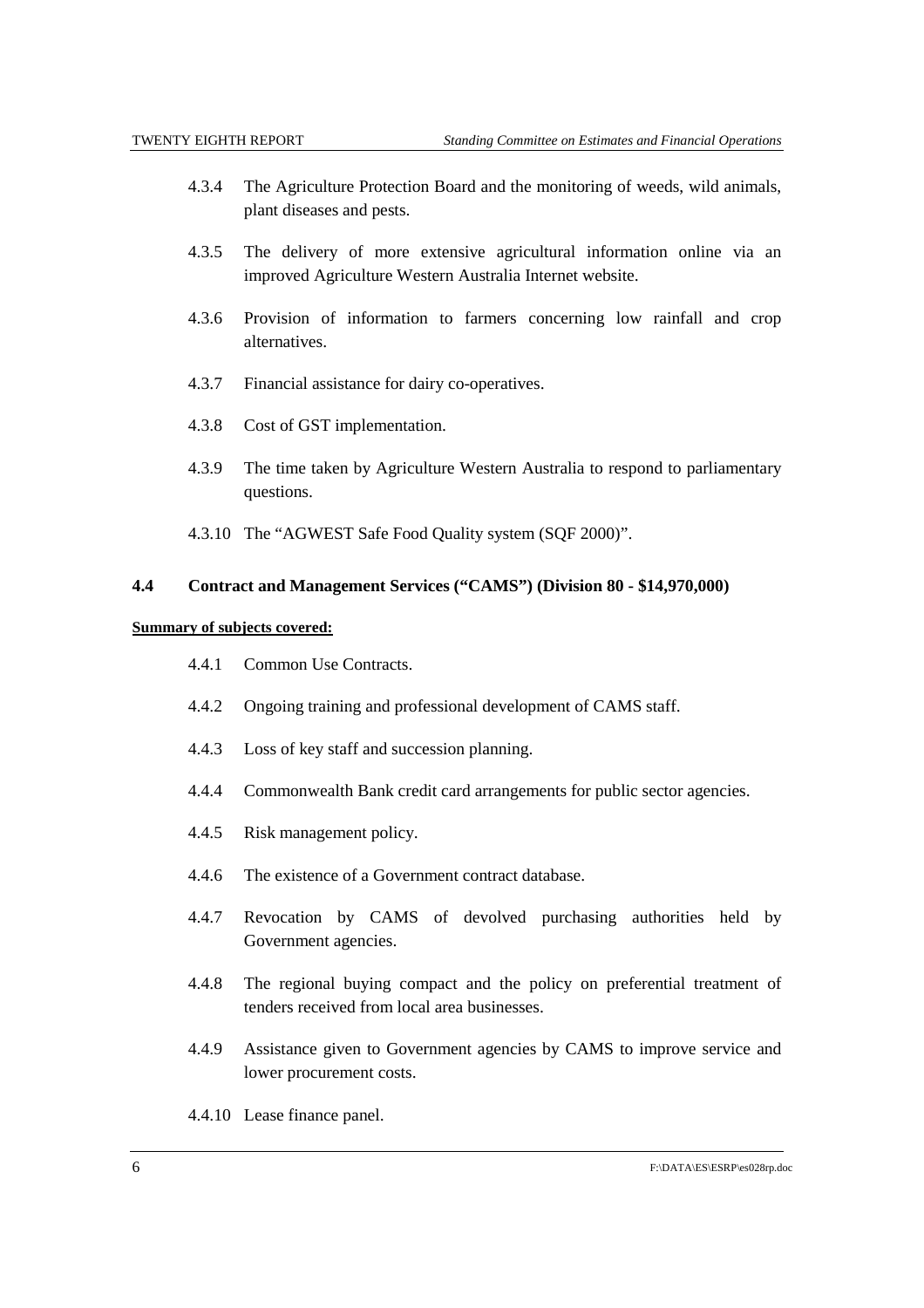4.3.4 The Agriculture Protection Board and the monitoring of weeds, wild animals, plant diseases and pests.

4.3.5 The delivery of more extensive agricultural information online via an improved Agriculture Western Australia Internet website.

4.3.6 Provision of information to farmers concerning low rainfall and crop alternatives.

4.3.7 Financial assistance for dairy co-operatives.

4.3.8 Cost of GST implementation.

4.3.9 The time taken by Agriculture Western Australia to respond to parliamentary questions.

4.3.10 The "AGWEST Safe Food Quality system (SQF 2000)".

### 4.4 Contract and Management Services ("CAMS") (Division 80 - $14,970,000)

**Summary of subjects covered:**

4.4.1 Common Use Contracts.

4.4.2 Ongoing training and professional development of CAMS staff.

4.4.3 Loss of key staff and succession planning.

4.4.4 Commonwealth Bank credit card arrangements for public sector agencies.

4.4.5 Risk management policy.

4.4.6 The existence of a Government contract database.

4.4.7 Revocation by CAMS of devolved purchasing authorities held by Government agencies.

4.4.8 The regional buying compact and the policy on preferential treatment of tenders received from local area businesses.

4.4.9 Assistance given to Government agencies by CAMS to improve service and lower procurement costs.

4.4.10 Lease finance panel.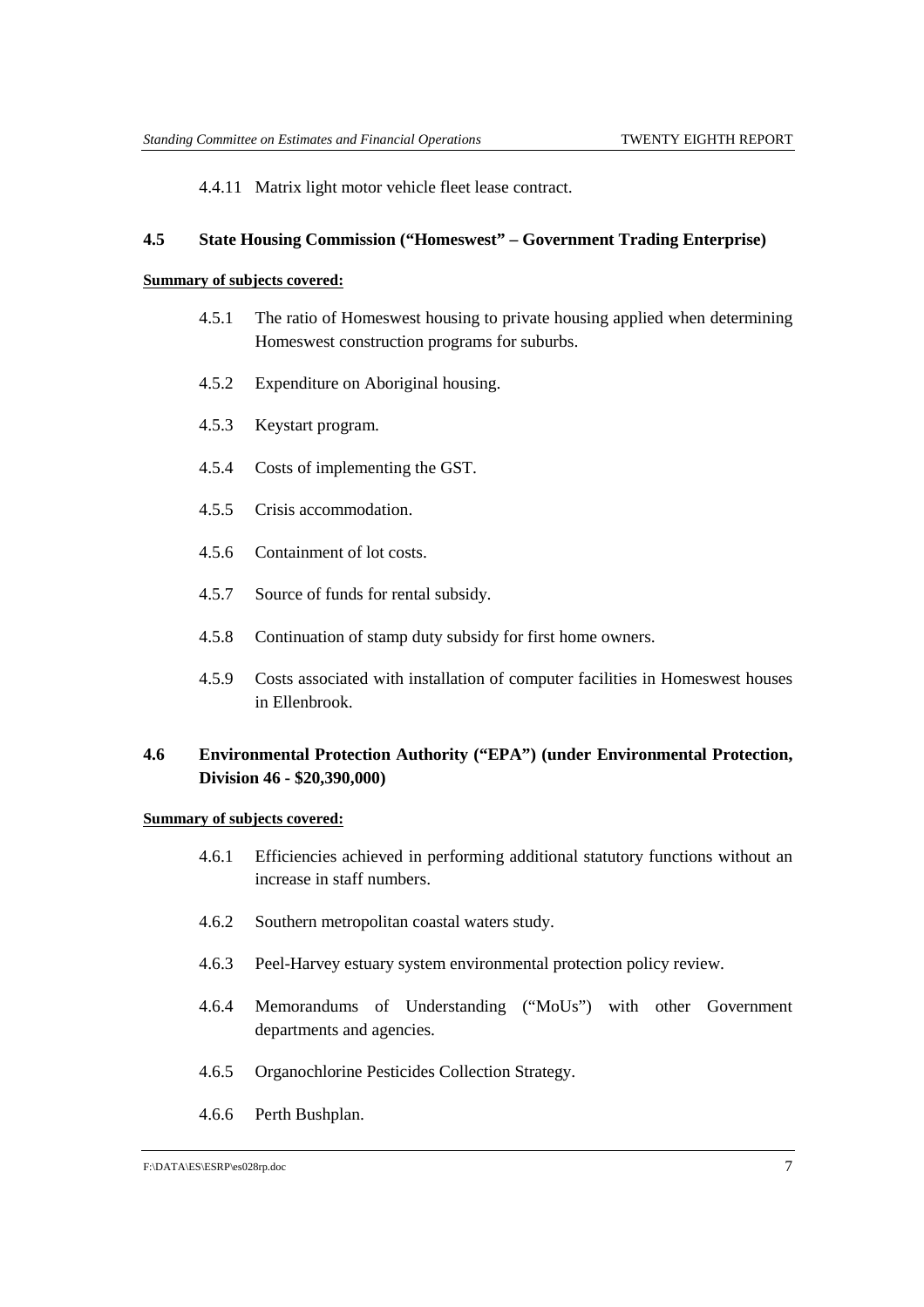4.4.11 Matrix light motor vehicle fleet lease contract.

### 4.5 State Housing Commission ("Homeswest" – Government Trading Enterprise)

**Summary of subjects covered:**

4.5.1 The ratio of Homeswest housing to private housing applied when determining Homeswest construction programs for suburbs.

4.5.2 Expenditure on Aboriginal housing.

4.5.3 Keystart program.

4.5.4 Costs of implementing the GST.

4.5.5 Crisis accommodation.

4.5.6 Containment of lot costs.

4.5.7 Source of funds for rental subsidy.

4.5.8 Continuation of stamp duty subsidy for first home owners.

4.5.9 Costs associated with installation of computer facilities in Homeswest houses in Ellenbrook.

### 4.6 Environmental Protection Authority ("EPA") (under Environmental Protection, Division 46 - $20,390,000)

**Summary of subjects covered:**

4.6.1 Efficiencies achieved in performing additional statutory functions without an increase in staff numbers.

4.6.2 Southern metropolitan coastal waters study.

4.6.3 Peel-Harvey estuary system environmental protection policy review.

4.6.4 Memorandums of Understanding ("MoUs") with other Government departments and agencies.

4.6.5 Organochlorine Pesticides Collection Strategy.

4.6.6 Perth Bushplan.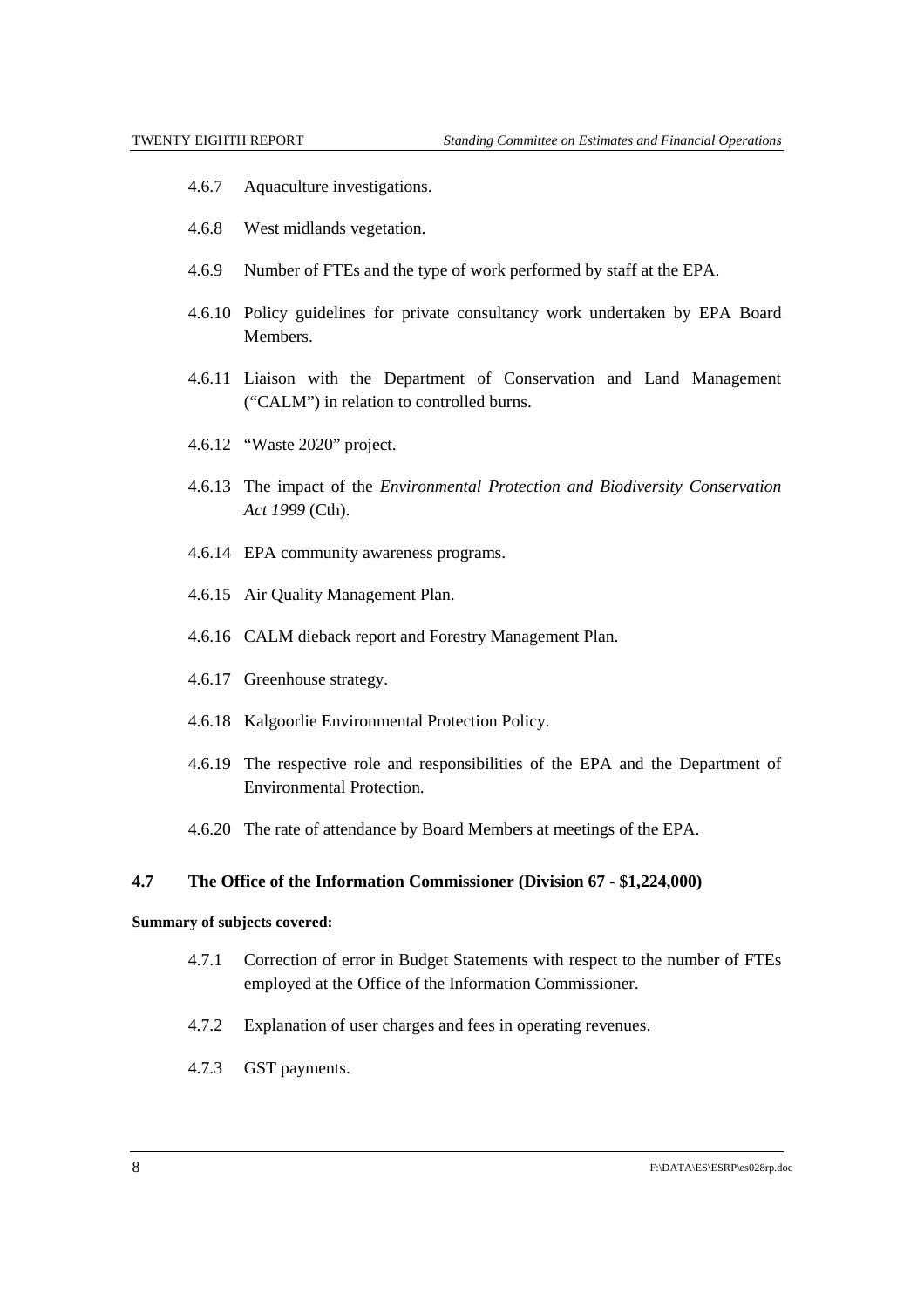4.6.7 Aquaculture investigations.

4.6.8 West midlands vegetation.

4.6.9 Number of FTEs and the type of work performed by staff at the EPA.

4.6.10 Policy guidelines for private consultancy work undertaken by EPA Board Members.

4.6.11 Liaison with the Department of Conservation and Land Management ("CALM") in relation to controlled burns.

4.6.12 "Waste 2020" project.

4.6.13 The impact of the *Environmental Protection and Biodiversity Conservation Act 1999* (Cth).

4.6.14 EPA community awareness programs.

4.6.15 Air Quality Management Plan.

4.6.16 CALM dieback report and Forestry Management Plan.

4.6.17 Greenhouse strategy.

4.6.18 Kalgoorlie Environmental Protection Policy.

4.6.19 The respective role and responsibilities of the EPA and the Department of Environmental Protection.

4.6.20 The rate of attendance by Board Members at meetings of the EPA.

### 4.7 The Office of the Information Commissioner (Division 67 - $1,224,000)

**Summary of subjects covered:**

4.7.1 Correction of error in Budget Statements with respect to the number of FTEs employed at the Office of the Information Commissioner.

4.7.2 Explanation of user charges and fees in operating revenues.

4.7.3 GST payments.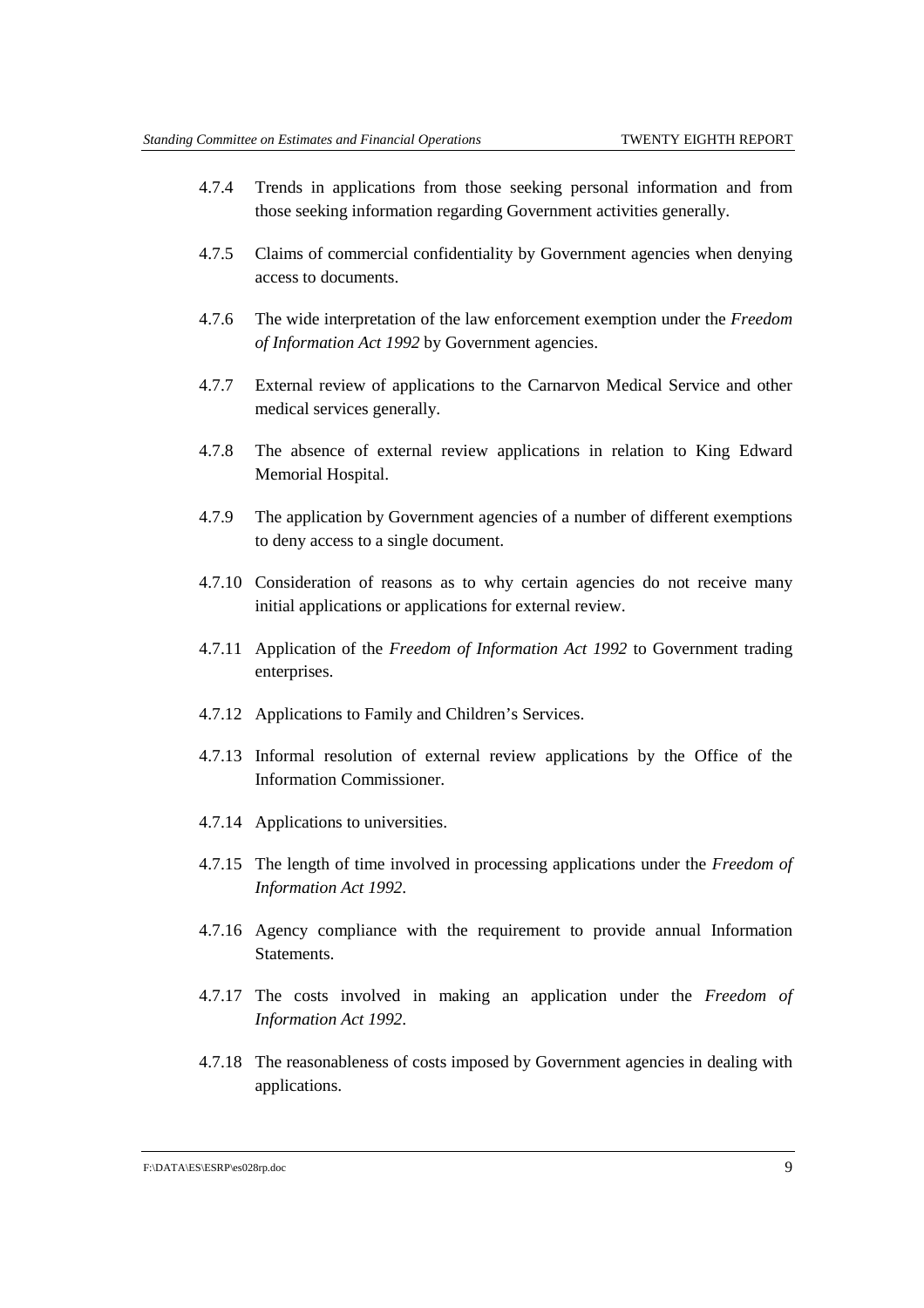4.7.4 Trends in applications from those seeking personal information and from those seeking information regarding Government activities generally.

4.7.5 Claims of commercial confidentiality by Government agencies when denying access to documents.

4.7.6 The wide interpretation of the law enforcement exemption under the *Freedom of Information Act 1992* by Government agencies.

4.7.7 External review of applications to the Carnarvon Medical Service and other medical services generally.

4.7.8 The absence of external review applications in relation to King Edward Memorial Hospital.

4.7.9 The application by Government agencies of a number of different exemptions to deny access to a single document.

4.7.10 Consideration of reasons as to why certain agencies do not receive many initial applications or applications for external review.

4.7.11 Application of the *Freedom of Information Act 1992* to Government trading enterprises.

4.7.12 Applications to Family and Children's Services.

4.7.13 Informal resolution of external review applications by the Office of the Information Commissioner.

4.7.14 Applications to universities.

4.7.15 The length of time involved in processing applications under the *Freedom of Information Act 1992*.

4.7.16 Agency compliance with the requirement to provide annual Information Statements.

4.7.17 The costs involved in making an application under the *Freedom of Information Act 1992*.

4.7.18 The reasonableness of costs imposed by Government agencies in dealing with applications.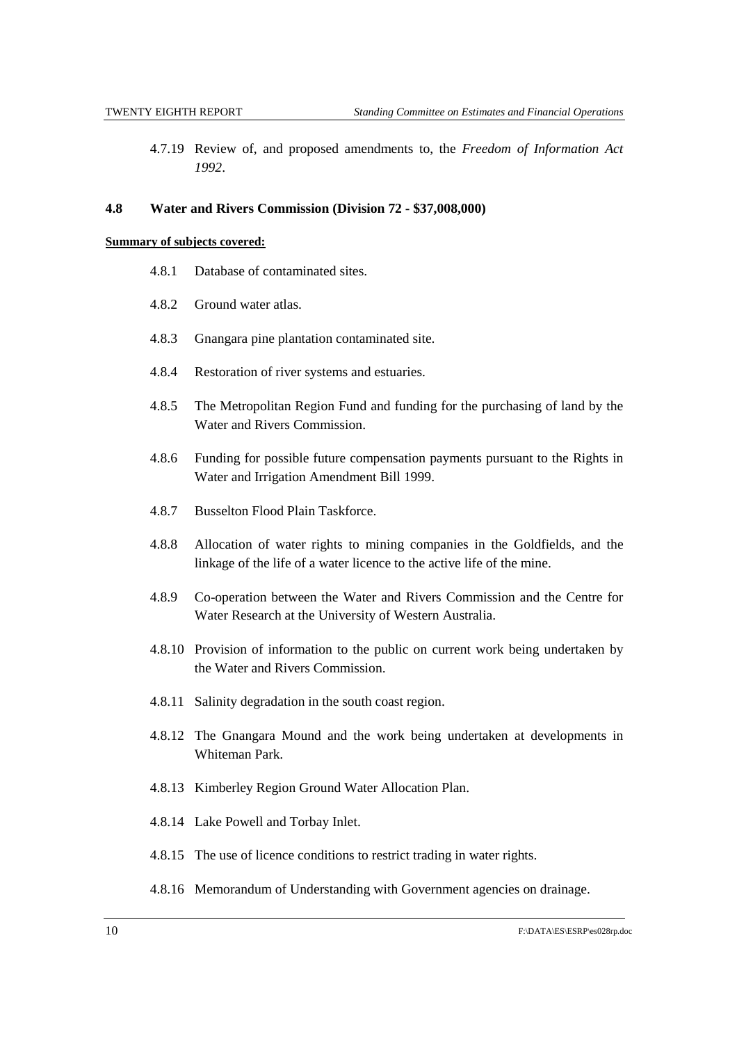4.7.19 Review of, and proposed amendments to, the *Freedom of Information Act 1992*.

## 4.8 Water and Rivers Commission (Division 72 - $37,008,000)

**Summary of subjects covered:**

4.8.1 Database of contaminated sites.

4.8.2 Ground water atlas.

4.8.3 Gnangara pine plantation contaminated site.

4.8.4 Restoration of river systems and estuaries.

4.8.5 The Metropolitan Region Fund and funding for the purchasing of land by the Water and Rivers Commission.

4.8.6 Funding for possible future compensation payments pursuant to the Rights in Water and Irrigation Amendment Bill 1999.

4.8.7 Busselton Flood Plain Taskforce.

4.8.8 Allocation of water rights to mining companies in the Goldfields, and the linkage of the life of a water licence to the active life of the mine.

4.8.9 Co-operation between the Water and Rivers Commission and the Centre for Water Research at the University of Western Australia.

4.8.10 Provision of information to the public on current work being undertaken by the Water and Rivers Commission.

4.8.11 Salinity degradation in the south coast region.

4.8.12 The Gnangara Mound and the work being undertaken at developments in Whiteman Park.

4.8.13 Kimberley Region Ground Water Allocation Plan.

4.8.14 Lake Powell and Torbay Inlet.

4.8.15 The use of licence conditions to restrict trading in water rights.

4.8.16 Memorandum of Understanding with Government agencies on drainage.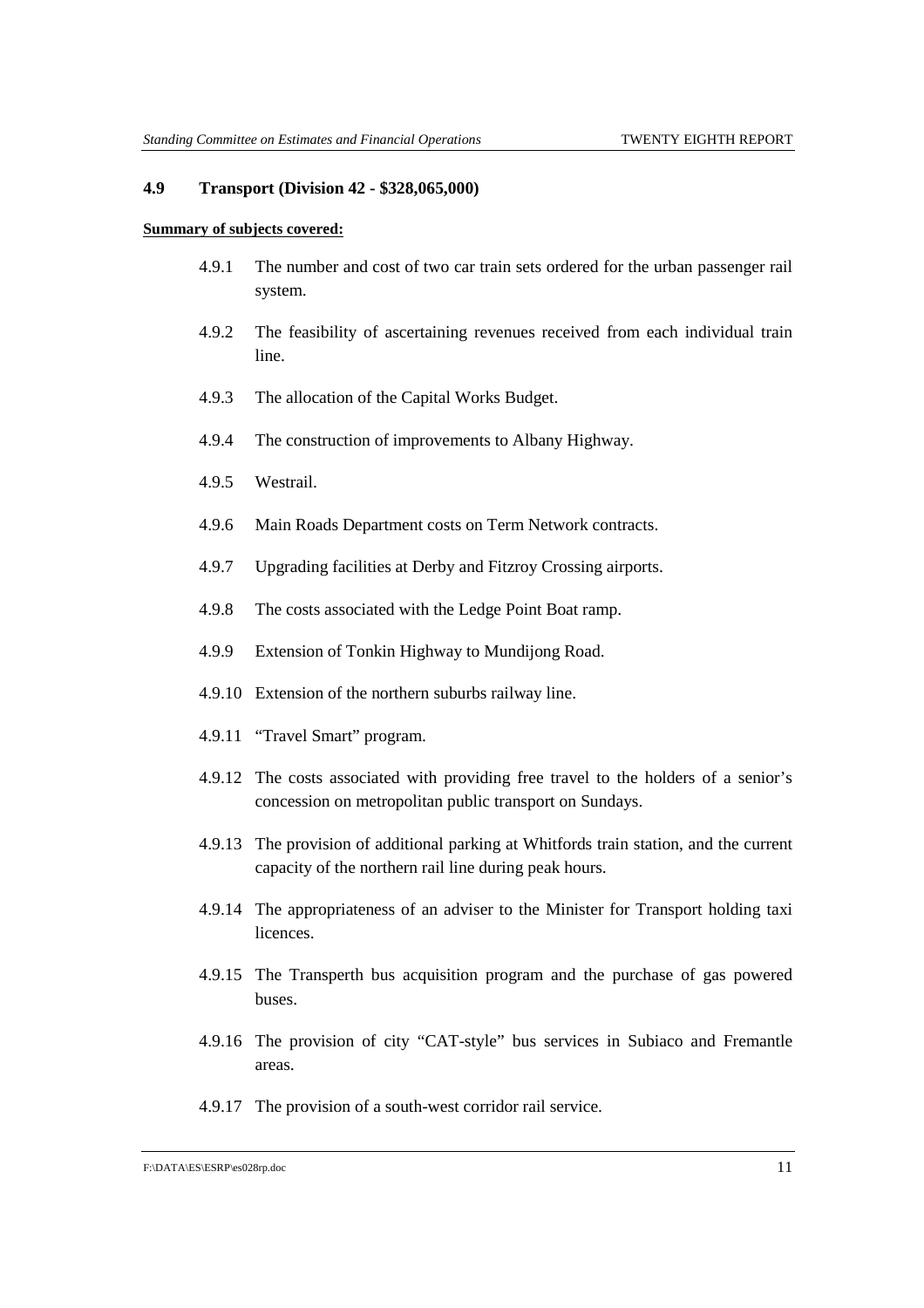### 4.9 Transport (Division 42 - $328,065,000)

**Summary of subjects covered:**

4.9.1 The number and cost of two car train sets ordered for the urban passenger rail system.

4.9.2 The feasibility of ascertaining revenues received from each individual train line.

4.9.3 The allocation of the Capital Works Budget.

4.9.4 The construction of improvements to Albany Highway.

4.9.5 Westrail.

4.9.6 Main Roads Department costs on Term Network contracts.

4.9.7 Upgrading facilities at Derby and Fitzroy Crossing airports.

4.9.8 The costs associated with the Ledge Point Boat ramp.

4.9.9 Extension of Tonkin Highway to Mundijong Road.

4.9.10 Extension of the northern suburbs railway line.

4.9.11 "Travel Smart" program.

4.9.12 The costs associated with providing free travel to the holders of a senior's concession on metropolitan public transport on Sundays.

4.9.13 The provision of additional parking at Whitfords train station, and the current capacity of the northern rail line during peak hours.

4.9.14 The appropriateness of an adviser to the Minister for Transport holding taxi licences.

4.9.15 The Transperth bus acquisition program and the purchase of gas powered buses.

4.9.16 The provision of city "CAT-style" bus services in Subiaco and Fremantle areas.

4.9.17 The provision of a south-west corridor rail service.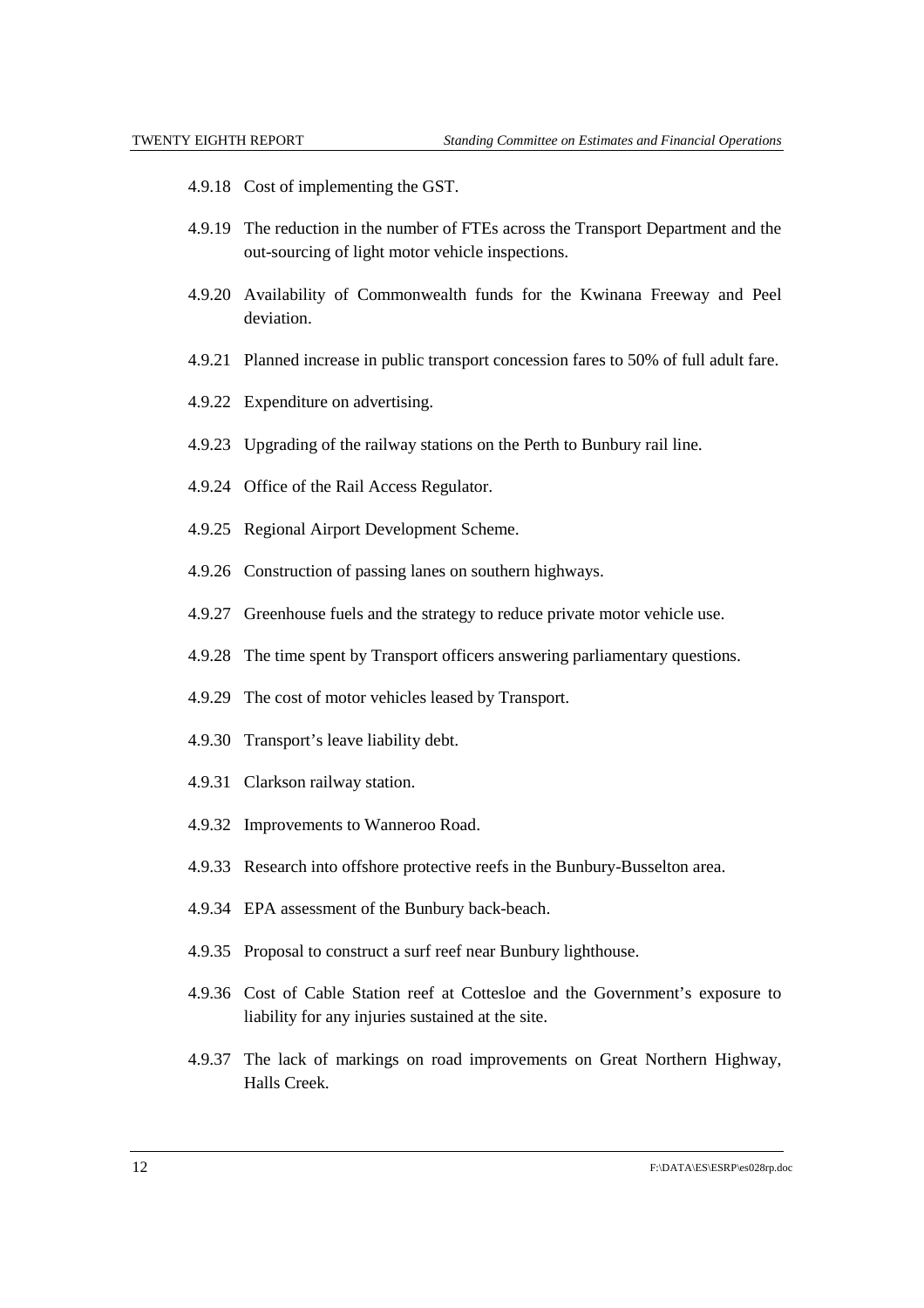4.9.18 Cost of implementing the GST.

4.9.19 The reduction in the number of FTEs across the Transport Department and the out-sourcing of light motor vehicle inspections.

4.9.20 Availability of Commonwealth funds for the Kwinana Freeway and Peel deviation.

4.9.21 Planned increase in public transport concession fares to 50% of full adult fare.

4.9.22 Expenditure on advertising.

4.9.23 Upgrading of the railway stations on the Perth to Bunbury rail line.

4.9.24 Office of the Rail Access Regulator.

4.9.25 Regional Airport Development Scheme.

4.9.26 Construction of passing lanes on southern highways.

4.9.27 Greenhouse fuels and the strategy to reduce private motor vehicle use.

4.9.28 The time spent by Transport officers answering parliamentary questions.

4.9.29 The cost of motor vehicles leased by Transport.

4.9.30 Transport's leave liability debt.

4.9.31 Clarkson railway station.

4.9.32 Improvements to Wanneroo Road.

4.9.33 Research into offshore protective reefs in the Bunbury-Busselton area.

4.9.34 EPA assessment of the Bunbury back-beach.

4.9.35 Proposal to construct a surf reef near Bunbury lighthouse.

4.9.36 Cost of Cable Station reef at Cottesloe and the Government's exposure to liability for any injuries sustained at the site.

4.9.37 The lack of markings on road improvements on Great Northern Highway, Halls Creek.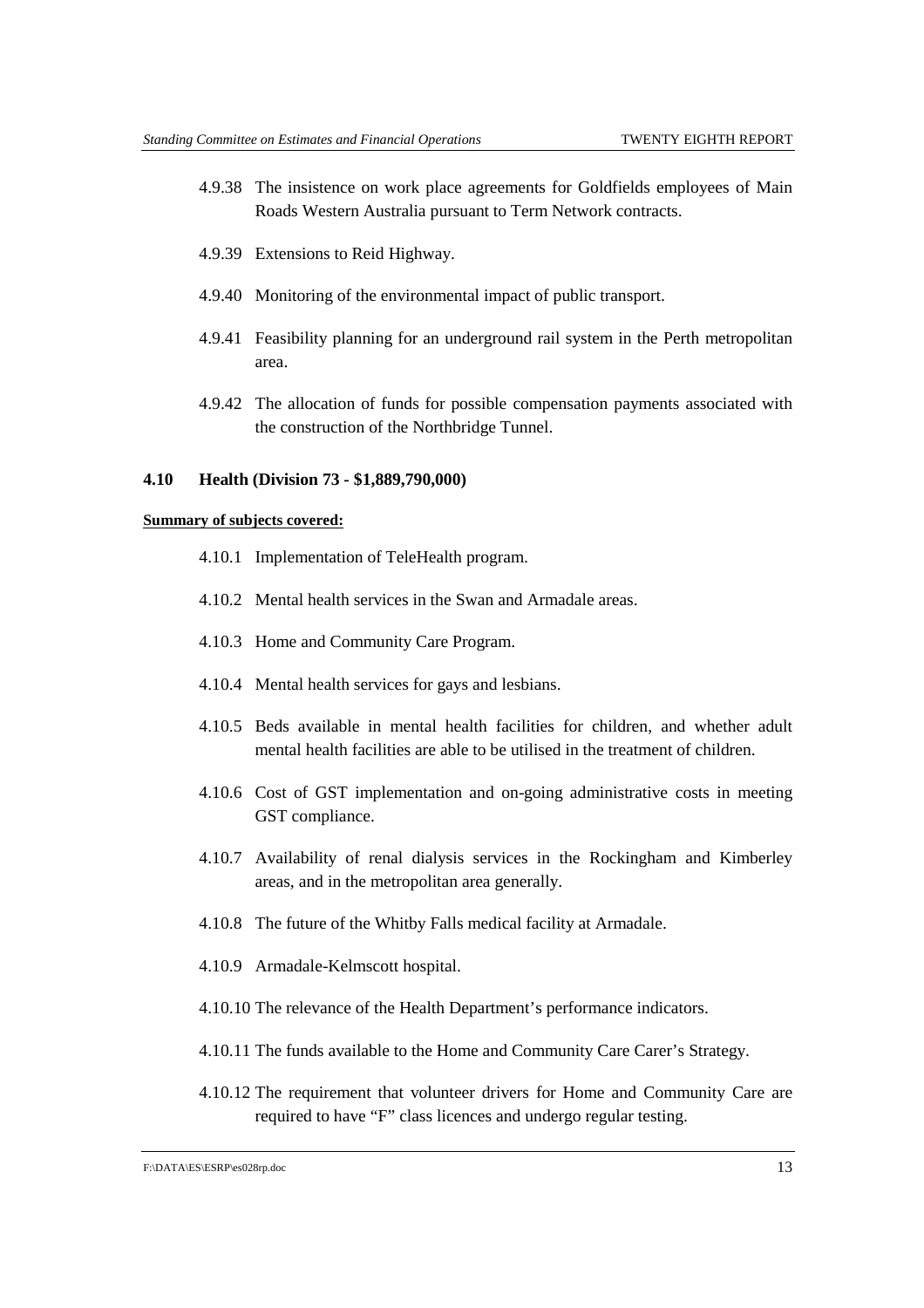4.9.38 The insistence on work place agreements for Goldfields employees of Main Roads Western Australia pursuant to Term Network contracts.

4.9.39 Extensions to Reid Highway.

4.9.40 Monitoring of the environmental impact of public transport.

4.9.41 Feasibility planning for an underground rail system in the Perth metropolitan area.

4.9.42 The allocation of funds for possible compensation payments associated with the construction of the Northbridge Tunnel.

### 4.10 Health (Division 73 - $1,889,790,000)

**Summary of subjects covered:**

4.10.1 Implementation of TeleHealth program.

4.10.2 Mental health services in the Swan and Armadale areas.

4.10.3 Home and Community Care Program.

4.10.4 Mental health services for gays and lesbians.

4.10.5 Beds available in mental health facilities for children, and whether adult mental health facilities are able to be utilised in the treatment of children.

4.10.6 Cost of GST implementation and on-going administrative costs in meeting GST compliance.

4.10.7 Availability of renal dialysis services in the Rockingham and Kimberley areas, and in the metropolitan area generally.

4.10.8 The future of the Whitby Falls medical facility at Armadale.

4.10.9 Armadale-Kelmscott hospital.

4.10.10 The relevance of the Health Department's performance indicators.

4.10.11 The funds available to the Home and Community Care Carer's Strategy.

4.10.12 The requirement that volunteer drivers for Home and Community Care are required to have "F" class licences and undergo regular testing.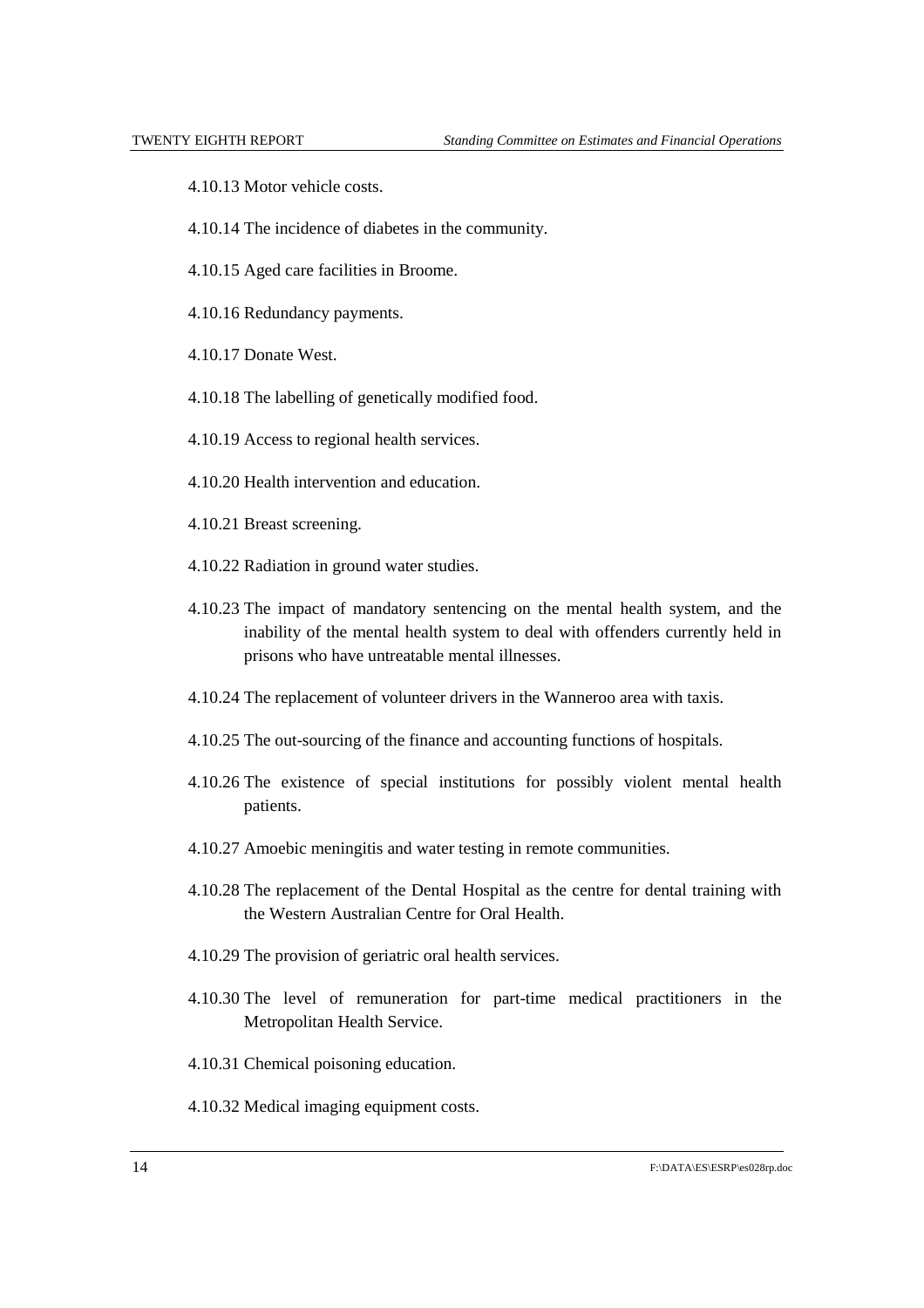4.10.13 Motor vehicle costs.

4.10.14 The incidence of diabetes in the community.

4.10.15 Aged care facilities in Broome.

4.10.16 Redundancy payments.

4.10.17 Donate West.

4.10.18 The labelling of genetically modified food.

4.10.19 Access to regional health services.

4.10.20 Health intervention and education.

4.10.21 Breast screening.

4.10.22 Radiation in ground water studies.

4.10.23 The impact of mandatory sentencing on the mental health system, and the inability of the mental health system to deal with offenders currently held in prisons who have untreatable mental illnesses.

4.10.24 The replacement of volunteer drivers in the Wanneroo area with taxis.

4.10.25 The out-sourcing of the finance and accounting functions of hospitals.

4.10.26 The existence of special institutions for possibly violent mental health patients.

4.10.27 Amoebic meningitis and water testing in remote communities.

4.10.28 The replacement of the Dental Hospital as the centre for dental training with the Western Australian Centre for Oral Health.

4.10.29 The provision of geriatric oral health services.

4.10.30 The level of remuneration for part-time medical practitioners in the Metropolitan Health Service.

4.10.31 Chemical poisoning education.

4.10.32 Medical imaging equipment costs.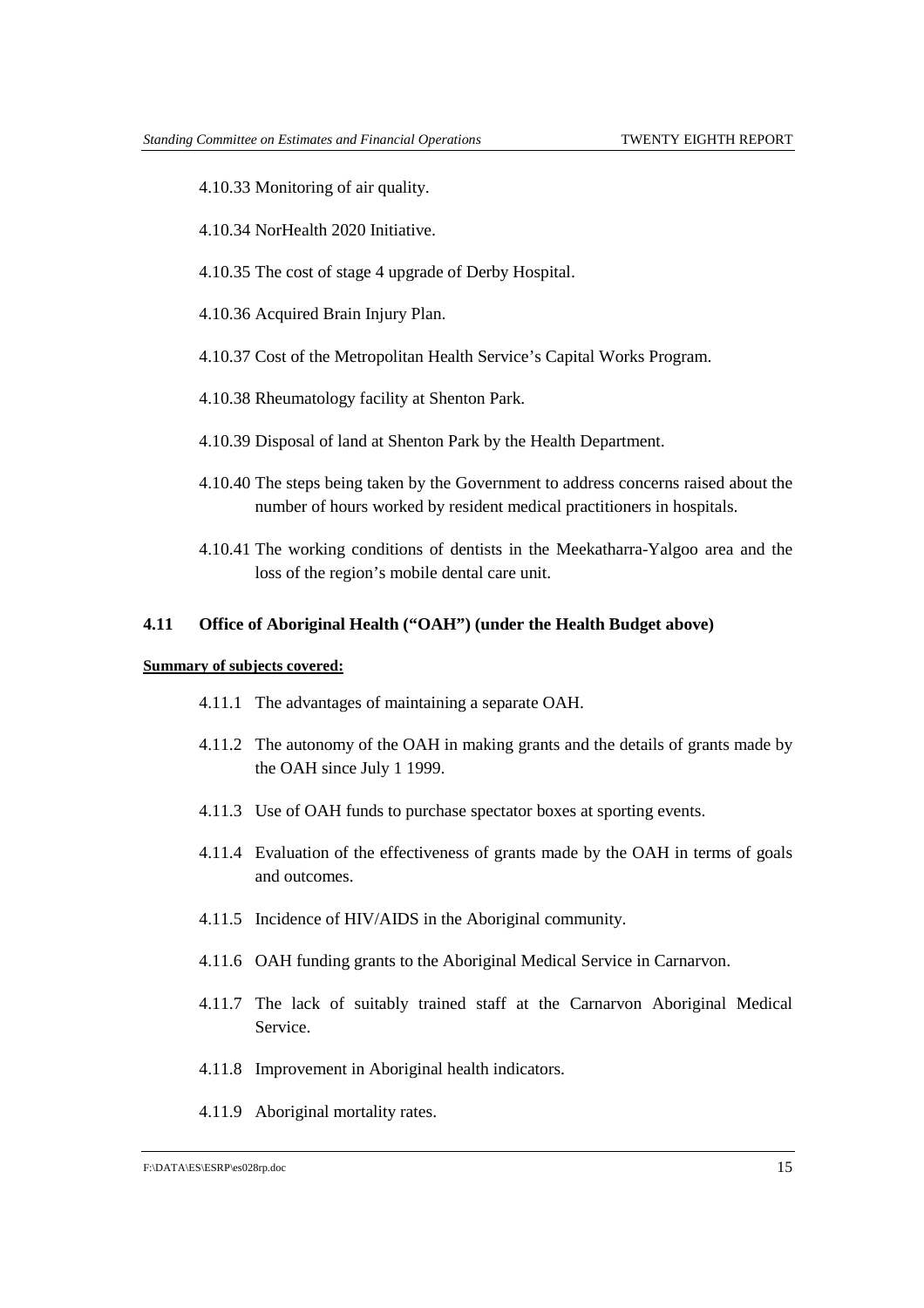4.10.33 Monitoring of air quality.

4.10.34 NorHealth 2020 Initiative.

4.10.35 The cost of stage 4 upgrade of Derby Hospital.

4.10.36 Acquired Brain Injury Plan.

4.10.37 Cost of the Metropolitan Health Service's Capital Works Program.

4.10.38 Rheumatology facility at Shenton Park.

4.10.39 Disposal of land at Shenton Park by the Health Department.

4.10.40 The steps being taken by the Government to address concerns raised about the number of hours worked by resident medical practitioners in hospitals.

4.10.41 The working conditions of dentists in the Meekatharra-Yalgoo area and the loss of the region's mobile dental care unit.

### 4.11 Office of Aboriginal Health ("OAH") (under the Health Budget above)

**Summary of subjects covered:**

4.11.1 The advantages of maintaining a separate OAH.

4.11.2 The autonomy of the OAH in making grants and the details of grants made by the OAH since July 1 1999.

4.11.3 Use of OAH funds to purchase spectator boxes at sporting events.

4.11.4 Evaluation of the effectiveness of grants made by the OAH in terms of goals and outcomes.

4.11.5 Incidence of HIV/AIDS in the Aboriginal community.

4.11.6 OAH funding grants to the Aboriginal Medical Service in Carnarvon.

4.11.7 The lack of suitably trained staff at the Carnarvon Aboriginal Medical Service.

4.11.8 Improvement in Aboriginal health indicators.

4.11.9 Aboriginal mortality rates.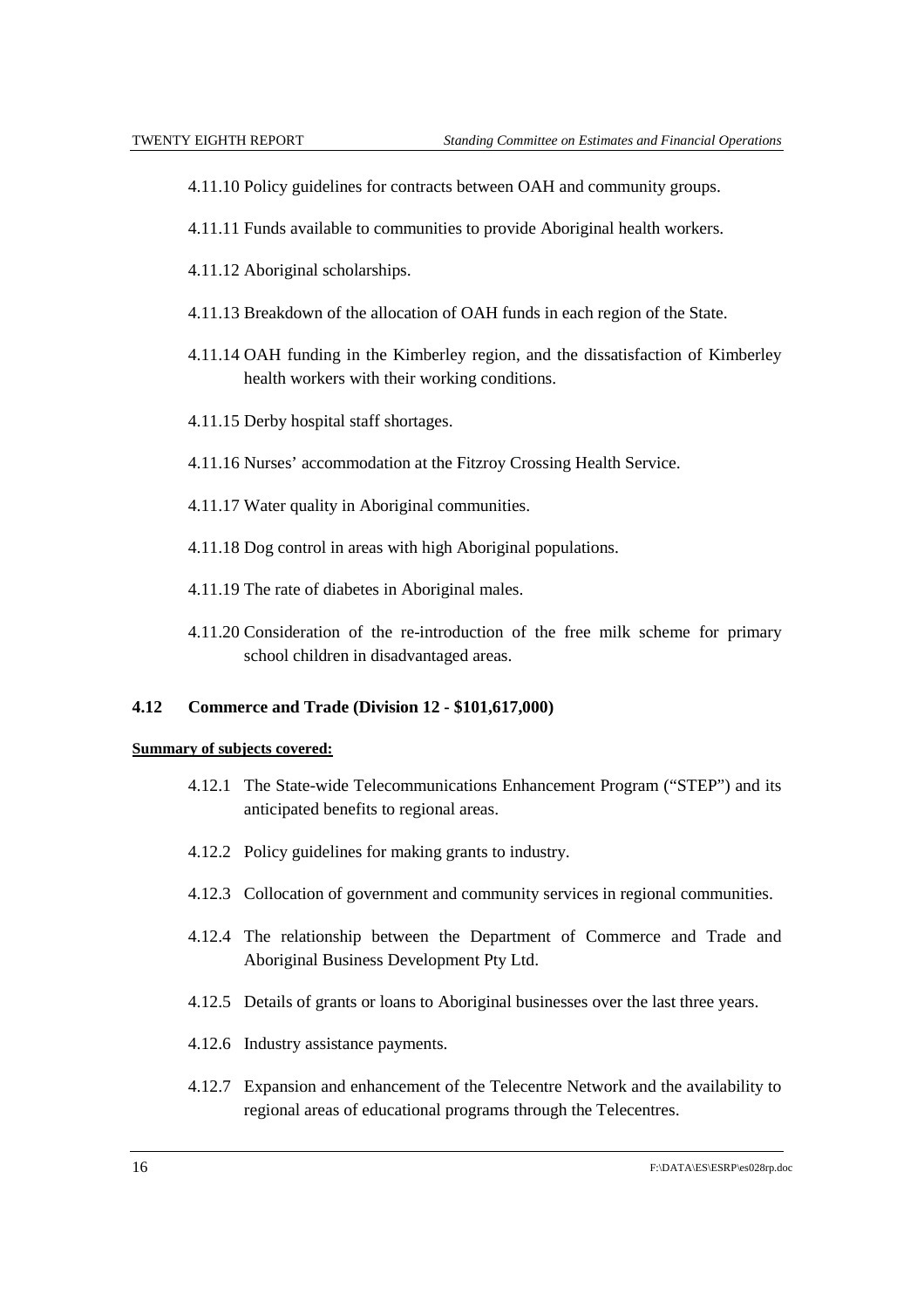4.11.10 Policy guidelines for contracts between OAH and community groups.

4.11.11 Funds available to communities to provide Aboriginal health workers.

4.11.12 Aboriginal scholarships.

4.11.13 Breakdown of the allocation of OAH funds in each region of the State.

4.11.14 OAH funding in the Kimberley region, and the dissatisfaction of Kimberley health workers with their working conditions.

4.11.15 Derby hospital staff shortages.

4.11.16 Nurses' accommodation at the Fitzroy Crossing Health Service.

4.11.17 Water quality in Aboriginal communities.

4.11.18 Dog control in areas with high Aboriginal populations.

4.11.19 The rate of diabetes in Aboriginal males.

4.11.20 Consideration of the re-introduction of the free milk scheme for primary school children in disadvantaged areas.

### 4.12 Commerce and Trade (Division 12 - $101,617,000)

**Summary of subjects covered:**

4.12.1 The State-wide Telecommunications Enhancement Program ("STEP") and its anticipated benefits to regional areas.

4.12.2 Policy guidelines for making grants to industry.

4.12.3 Collocation of government and community services in regional communities.

4.12.4 The relationship between the Department of Commerce and Trade and Aboriginal Business Development Pty Ltd.

4.12.5 Details of grants or loans to Aboriginal businesses over the last three years.

4.12.6 Industry assistance payments.

4.12.7 Expansion and enhancement of the Telecentre Network and the availability to regional areas of educational programs through the Telecentres.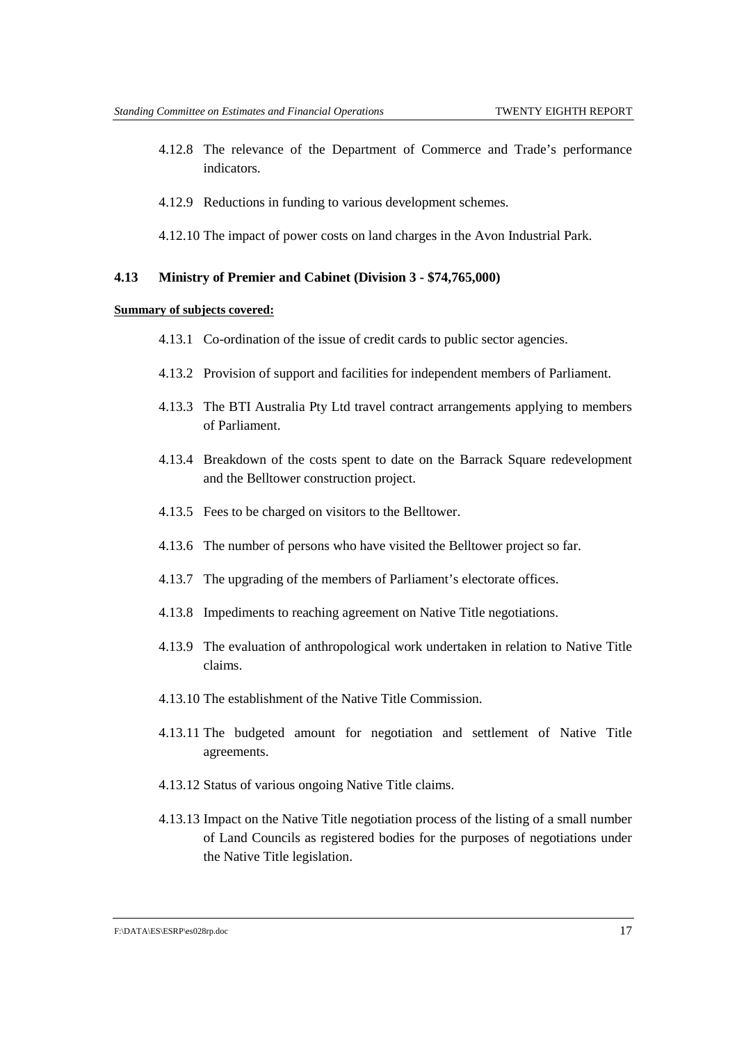4.12.8 The relevance of the Department of Commerce and Trade's performance indicators.

4.12.9 Reductions in funding to various development schemes.

4.12.10 The impact of power costs on land charges in the Avon Industrial Park.

### 4.13 Ministry of Premier and Cabinet (Division 3 - $74,765,000)

**Summary of subjects covered:**

4.13.1 Co-ordination of the issue of credit cards to public sector agencies.

4.13.2 Provision of support and facilities for independent members of Parliament.

4.13.3 The BTI Australia Pty Ltd travel contract arrangements applying to members of Parliament.

4.13.4 Breakdown of the costs spent to date on the Barrack Square redevelopment and the Belltower construction project.

4.13.5 Fees to be charged on visitors to the Belltower.

4.13.6 The number of persons who have visited the Belltower project so far.

4.13.7 The upgrading of the members of Parliament's electorate offices.

4.13.8 Impediments to reaching agreement on Native Title negotiations.

4.13.9 The evaluation of anthropological work undertaken in relation to Native Title claims.

4.13.10 The establishment of the Native Title Commission.

4.13.11 The budgeted amount for negotiation and settlement of Native Title agreements.

4.13.12 Status of various ongoing Native Title claims.

4.13.13 Impact on the Native Title negotiation process of the listing of a small number of Land Councils as registered bodies for the purposes of negotiations under the Native Title legislation.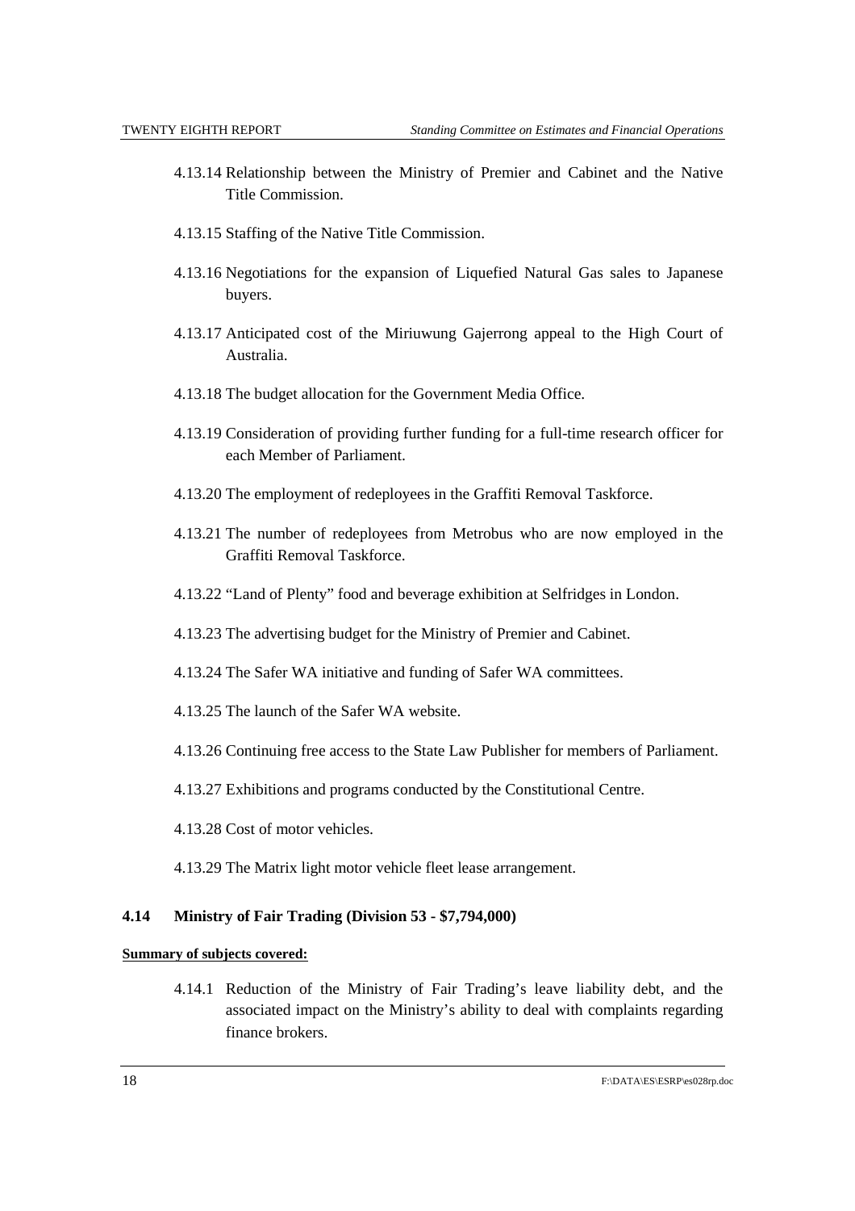4.13.14 Relationship between the Ministry of Premier and Cabinet and the Native Title Commission.

4.13.15 Staffing of the Native Title Commission.

4.13.16 Negotiations for the expansion of Liquefied Natural Gas sales to Japanese buyers.

4.13.17 Anticipated cost of the Miriuwung Gajerrong appeal to the High Court of Australia.

4.13.18 The budget allocation for the Government Media Office.

4.13.19 Consideration of providing further funding for a full-time research officer for each Member of Parliament.

4.13.20 The employment of redeployees in the Graffiti Removal Taskforce.

4.13.21 The number of redeployees from Metrobus who are now employed in the Graffiti Removal Taskforce.

4.13.22 "Land of Plenty" food and beverage exhibition at Selfridges in London.

4.13.23 The advertising budget for the Ministry of Premier and Cabinet.

4.13.24 The Safer WA initiative and funding of Safer WA committees.

4.13.25 The launch of the Safer WA website.

4.13.26 Continuing free access to the State Law Publisher for members of Parliament.

4.13.27 Exhibitions and programs conducted by the Constitutional Centre.

4.13.28 Cost of motor vehicles.

4.13.29 The Matrix light motor vehicle fleet lease arrangement.

### 4.14 Ministry of Fair Trading (Division 53 - $7,794,000)

**Summary of subjects covered:**

4.14.1 Reduction of the Ministry of Fair Trading's leave liability debt, and the associated impact on the Ministry's ability to deal with complaints regarding finance brokers.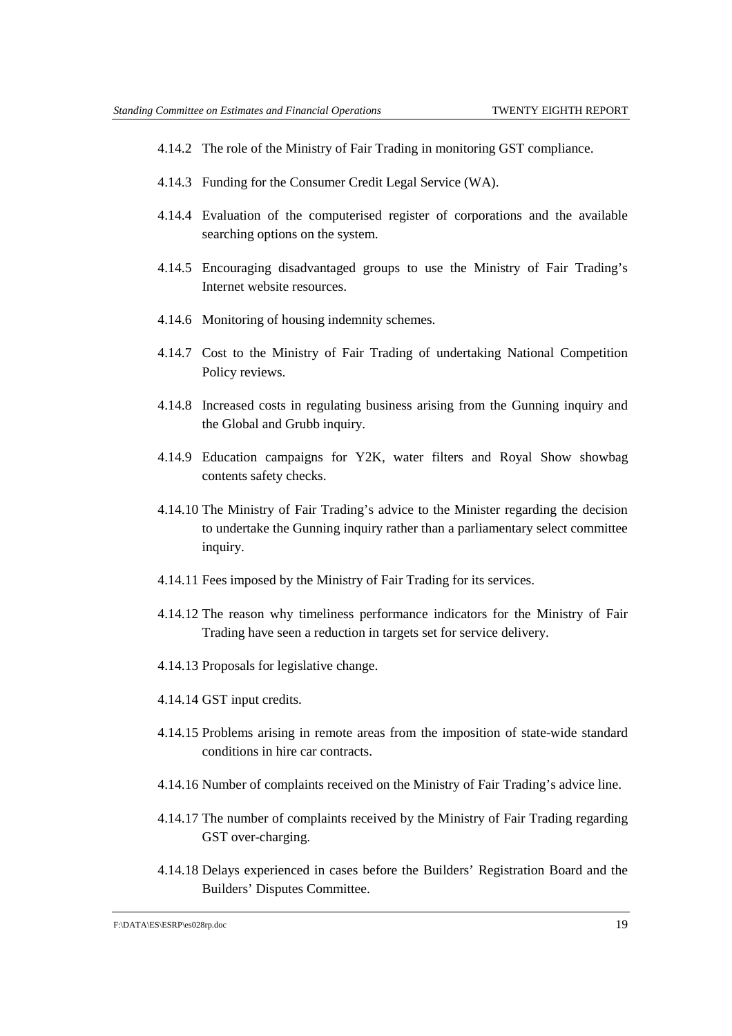4.14.2 The role of the Ministry of Fair Trading in monitoring GST compliance.

4.14.3 Funding for the Consumer Credit Legal Service (WA).

4.14.4 Evaluation of the computerised register of corporations and the available searching options on the system.

4.14.5 Encouraging disadvantaged groups to use the Ministry of Fair Trading's Internet website resources.

4.14.6 Monitoring of housing indemnity schemes.

4.14.7 Cost to the Ministry of Fair Trading of undertaking National Competition Policy reviews.

4.14.8 Increased costs in regulating business arising from the Gunning inquiry and the Global and Grubb inquiry.

4.14.9 Education campaigns for Y2K, water filters and Royal Show showbag contents safety checks.

4.14.10 The Ministry of Fair Trading's advice to the Minister regarding the decision to undertake the Gunning inquiry rather than a parliamentary select committee inquiry.

4.14.11 Fees imposed by the Ministry of Fair Trading for its services.

4.14.12 The reason why timeliness performance indicators for the Ministry of Fair Trading have seen a reduction in targets set for service delivery.

4.14.13 Proposals for legislative change.

4.14.14 GST input credits.

4.14.15 Problems arising in remote areas from the imposition of state-wide standard conditions in hire car contracts.

4.14.16 Number of complaints received on the Ministry of Fair Trading's advice line.

4.14.17 The number of complaints received by the Ministry of Fair Trading regarding GST over-charging.

4.14.18 Delays experienced in cases before the Builders' Registration Board and the Builders' Disputes Committee.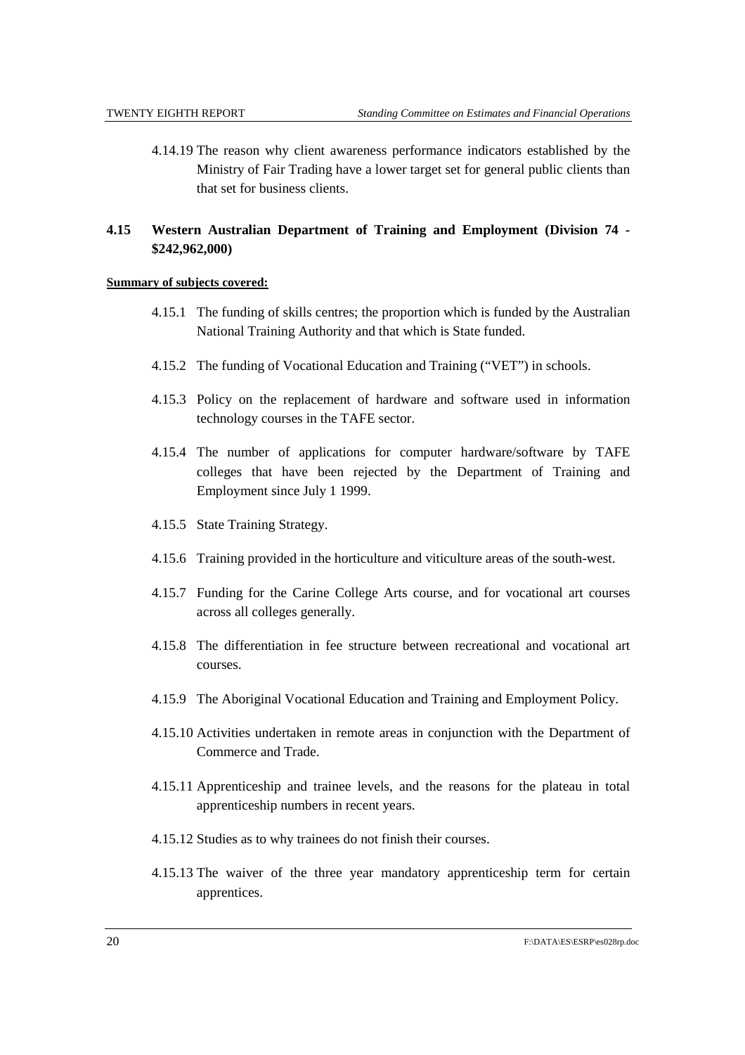4.14.19 The reason why client awareness performance indicators established by the Ministry of Fair Trading have a lower target set for general public clients than that set for business clients.

## 4.15 Western Australian Department of Training and Employment (Division 74 - $242,962,000)

**Summary of subjects covered:**

4.15.1 The funding of skills centres; the proportion which is funded by the Australian National Training Authority and that which is State funded.

4.15.2 The funding of Vocational Education and Training ("VET") in schools.

4.15.3 Policy on the replacement of hardware and software used in information technology courses in the TAFE sector.

4.15.4 The number of applications for computer hardware/software by TAFE colleges that have been rejected by the Department of Training and Employment since July 1 1999.

4.15.5 State Training Strategy.

4.15.6 Training provided in the horticulture and viticulture areas of the south-west.

4.15.7 Funding for the Carine College Arts course, and for vocational art courses across all colleges generally.

4.15.8 The differentiation in fee structure between recreational and vocational art courses.

4.15.9 The Aboriginal Vocational Education and Training and Employment Policy.

4.15.10 Activities undertaken in remote areas in conjunction with the Department of Commerce and Trade.

4.15.11 Apprenticeship and trainee levels, and the reasons for the plateau in total apprenticeship numbers in recent years.

4.15.12 Studies as to why trainees do not finish their courses.

4.15.13 The waiver of the three year mandatory apprenticeship term for certain apprentices.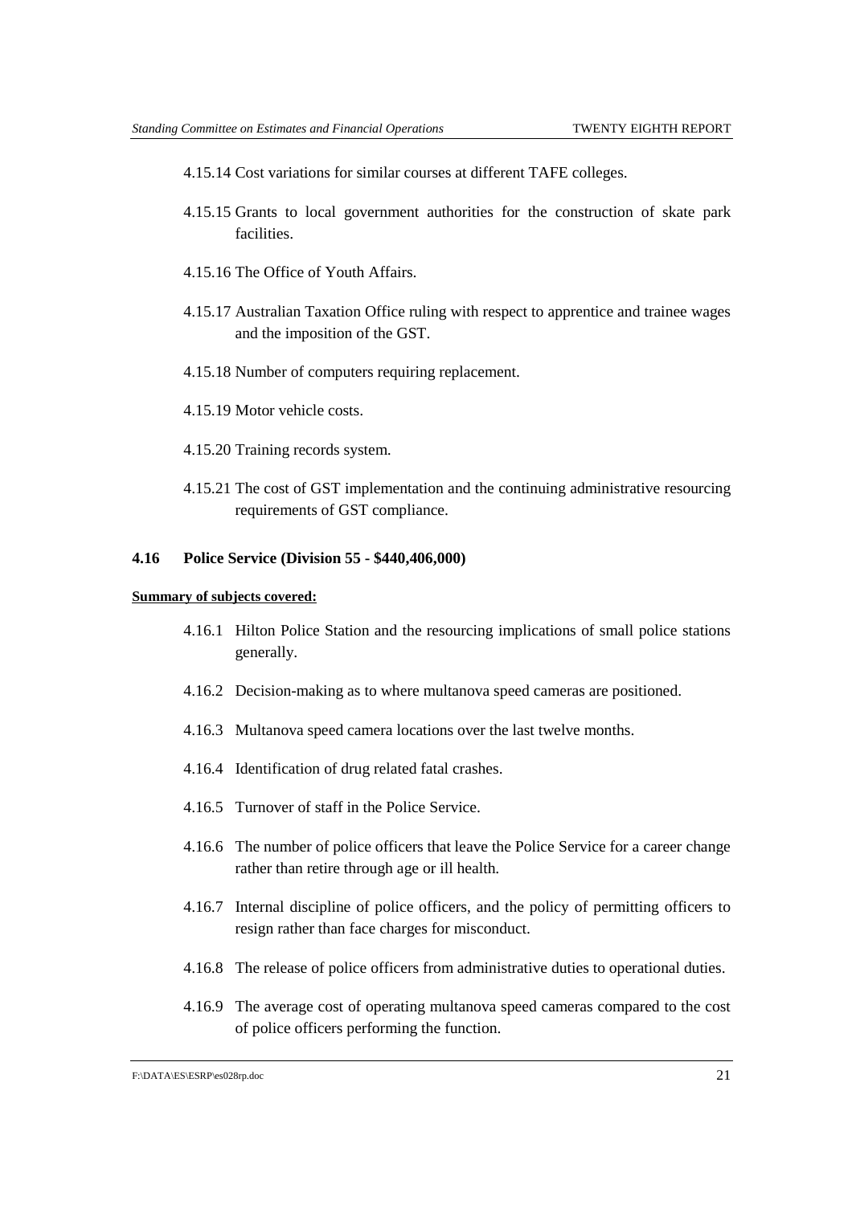4.15.14 Cost variations for similar courses at different TAFE colleges.

4.15.15 Grants to local government authorities for the construction of skate park facilities.

4.15.16 The Office of Youth Affairs.

4.15.17 Australian Taxation Office ruling with respect to apprentice and trainee wages and the imposition of the GST.

4.15.18 Number of computers requiring replacement.

4.15.19 Motor vehicle costs.

4.15.20 Training records system.

4.15.21 The cost of GST implementation and the continuing administrative resourcing requirements of GST compliance.

### 4.16 Police Service (Division 55 - $440,406,000)

**Summary of subjects covered:**

4.16.1 Hilton Police Station and the resourcing implications of small police stations generally.

4.16.2 Decision-making as to where multanova speed cameras are positioned.

4.16.3 Multanova speed camera locations over the last twelve months.

4.16.4 Identification of drug related fatal crashes.

4.16.5 Turnover of staff in the Police Service.

4.16.6 The number of police officers that leave the Police Service for a career change rather than retire through age or ill health.

4.16.7 Internal discipline of police officers, and the policy of permitting officers to resign rather than face charges for misconduct.

4.16.8 The release of police officers from administrative duties to operational duties.

4.16.9 The average cost of operating multanova speed cameras compared to the cost of police officers performing the function.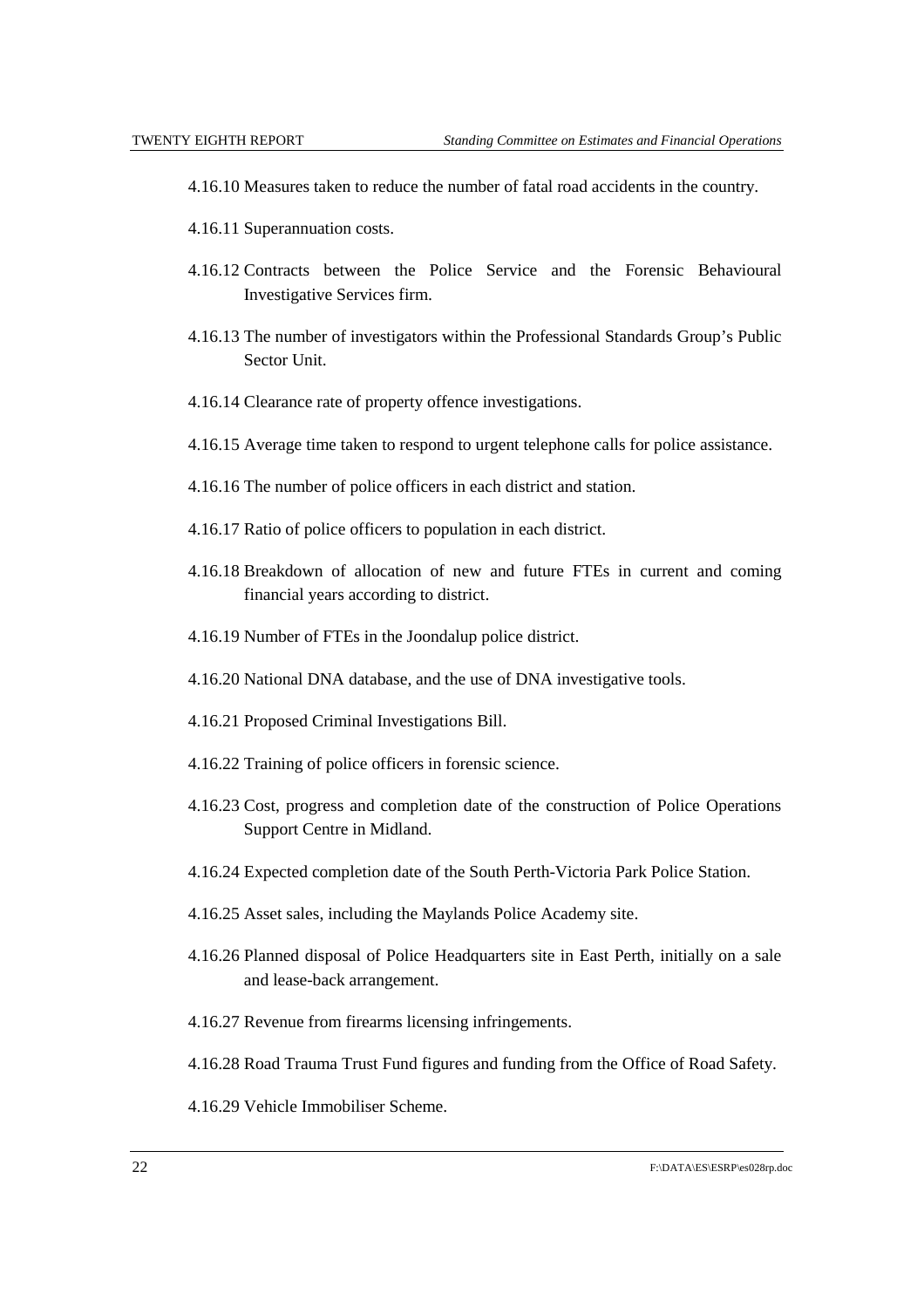4.16.10 Measures taken to reduce the number of fatal road accidents in the country.

4.16.11 Superannuation costs.

4.16.12 Contracts between the Police Service and the Forensic Behavioural Investigative Services firm.

4.16.13 The number of investigators within the Professional Standards Group's Public Sector Unit.

4.16.14 Clearance rate of property offence investigations.

4.16.15 Average time taken to respond to urgent telephone calls for police assistance.

4.16.16 The number of police officers in each district and station.

4.16.17 Ratio of police officers to population in each district.

4.16.18 Breakdown of allocation of new and future FTEs in current and coming financial years according to district.

4.16.19 Number of FTEs in the Joondalup police district.

4.16.20 National DNA database, and the use of DNA investigative tools.

4.16.21 Proposed Criminal Investigations Bill.

4.16.22 Training of police officers in forensic science.

4.16.23 Cost, progress and completion date of the construction of Police Operations Support Centre in Midland.

4.16.24 Expected completion date of the South Perth-Victoria Park Police Station.

4.16.25 Asset sales, including the Maylands Police Academy site.

4.16.26 Planned disposal of Police Headquarters site in East Perth, initially on a sale and lease-back arrangement.

4.16.27 Revenue from firearms licensing infringements.

4.16.28 Road Trauma Trust Fund figures and funding from the Office of Road Safety.

4.16.29 Vehicle Immobiliser Scheme.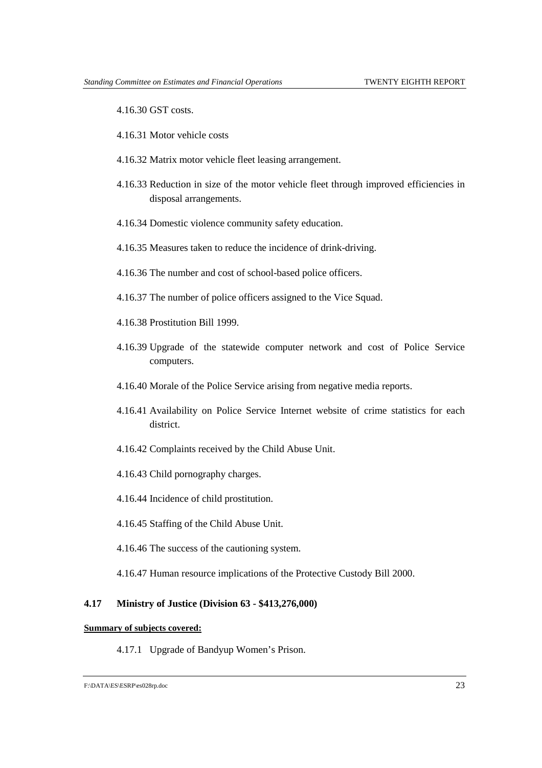4.16.30 GST costs.

4.16.31 Motor vehicle costs

4.16.32 Matrix motor vehicle fleet leasing arrangement.

4.16.33 Reduction in size of the motor vehicle fleet through improved efficiencies in disposal arrangements.

4.16.34 Domestic violence community safety education.

4.16.35 Measures taken to reduce the incidence of drink-driving.

4.16.36 The number and cost of school-based police officers.

4.16.37 The number of police officers assigned to the Vice Squad.

4.16.38 Prostitution Bill 1999.

4.16.39 Upgrade of the statewide computer network and cost of Police Service computers.

4.16.40 Morale of the Police Service arising from negative media reports.

4.16.41 Availability on Police Service Internet website of crime statistics for each district.

4.16.42 Complaints received by the Child Abuse Unit.

4.16.43 Child pornography charges.

4.16.44 Incidence of child prostitution.

4.16.45 Staffing of the Child Abuse Unit.

4.16.46 The success of the cautioning system.

4.16.47 Human resource implications of the Protective Custody Bill 2000.

### 4.17 Ministry of Justice (Division 63 - $413,276,000)

**Summary of subjects covered:**

4.17.1 Upgrade of Bandyup Women's Prison.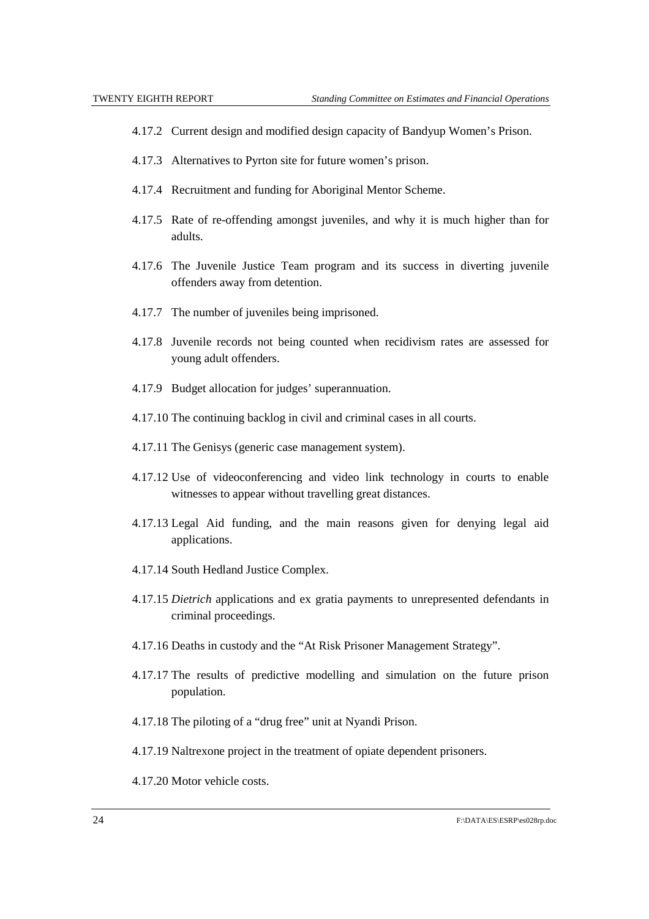4.17.2 Current design and modified design capacity of Bandyup Women's Prison.

4.17.3 Alternatives to Pyrton site for future women's prison.

4.17.4 Recruitment and funding for Aboriginal Mentor Scheme.

4.17.5 Rate of re-offending amongst juveniles, and why it is much higher than for adults.

4.17.6 The Juvenile Justice Team program and its success in diverting juvenile offenders away from detention.

4.17.7 The number of juveniles being imprisoned.

4.17.8 Juvenile records not being counted when recidivism rates are assessed for young adult offenders.

4.17.9 Budget allocation for judges' superannuation.

4.17.10 The continuing backlog in civil and criminal cases in all courts.

4.17.11 The Genisys (generic case management system).

4.17.12 Use of videoconferencing and video link technology in courts to enable witnesses to appear without travelling great distances.

4.17.13 Legal Aid funding, and the main reasons given for denying legal aid applications.

4.17.14 South Hedland Justice Complex.

4.17.15 *Dietrich* applications and ex gratia payments to unrepresented defendants in criminal proceedings.

4.17.16 Deaths in custody and the "At Risk Prisoner Management Strategy".

4.17.17 The results of predictive modelling and simulation on the future prison population.

4.17.18 The piloting of a "drug free" unit at Nyandi Prison.

4.17.19 Naltrexone project in the treatment of opiate dependent prisoners.

4.17.20 Motor vehicle costs.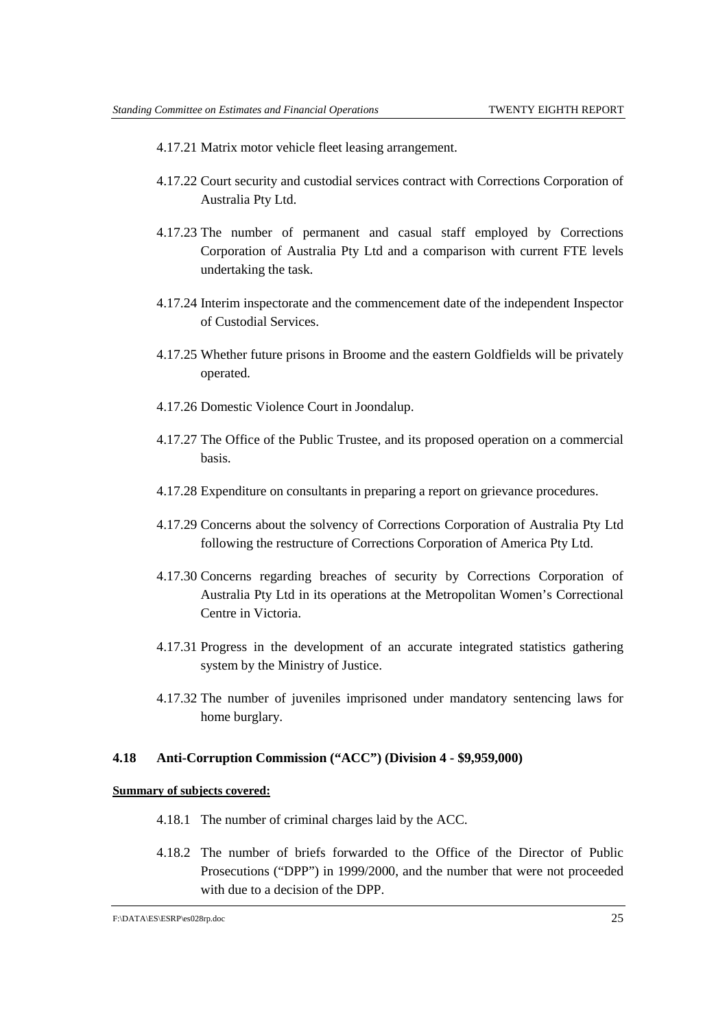4.17.21 Matrix motor vehicle fleet leasing arrangement.

4.17.22 Court security and custodial services contract with Corrections Corporation of Australia Pty Ltd.

4.17.23 The number of permanent and casual staff employed by Corrections Corporation of Australia Pty Ltd and a comparison with current FTE levels undertaking the task.

4.17.24 Interim inspectorate and the commencement date of the independent Inspector of Custodial Services.

4.17.25 Whether future prisons in Broome and the eastern Goldfields will be privately operated.

4.17.26 Domestic Violence Court in Joondalup.

4.17.27 The Office of the Public Trustee, and its proposed operation on a commercial basis.

4.17.28 Expenditure on consultants in preparing a report on grievance procedures.

4.17.29 Concerns about the solvency of Corrections Corporation of Australia Pty Ltd following the restructure of Corrections Corporation of America Pty Ltd.

4.17.30 Concerns regarding breaches of security by Corrections Corporation of Australia Pty Ltd in its operations at the Metropolitan Women's Correctional Centre in Victoria.

4.17.31 Progress in the development of an accurate integrated statistics gathering system by the Ministry of Justice.

4.17.32 The number of juveniles imprisoned under mandatory sentencing laws for home burglary.

### 4.18 Anti-Corruption Commission ("ACC") (Division 4 - $9,959,000)

**Summary of subjects covered:**

4.18.1 The number of criminal charges laid by the ACC.

4.18.2 The number of briefs forwarded to the Office of the Director of Public Prosecutions ("DPP") in 1999/2000, and the number that were not proceeded with due to a decision of the DPP.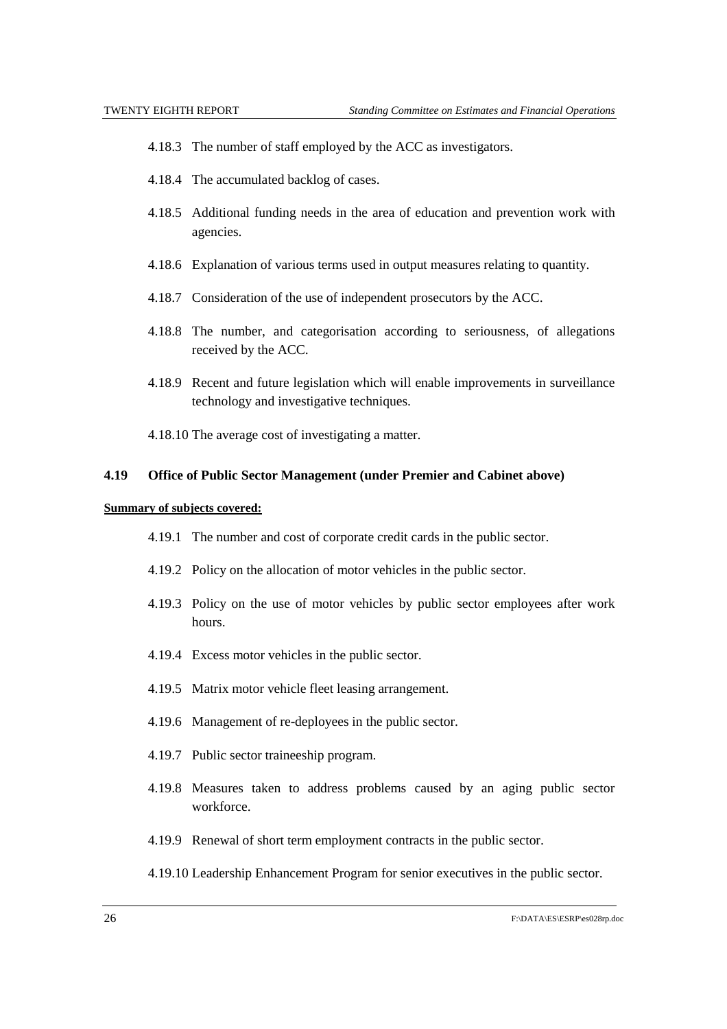4.18.3 The number of staff employed by the ACC as investigators.

4.18.4 The accumulated backlog of cases.

4.18.5 Additional funding needs in the area of education and prevention work with agencies.

4.18.6 Explanation of various terms used in output measures relating to quantity.

4.18.7 Consideration of the use of independent prosecutors by the ACC.

4.18.8 The number, and categorisation according to seriousness, of allegations received by the ACC.

4.18.9 Recent and future legislation which will enable improvements in surveillance technology and investigative techniques.

4.18.10 The average cost of investigating a matter.

### 4.19 Office of Public Sector Management (under Premier and Cabinet above)

**Summary of subjects covered:**

4.19.1 The number and cost of corporate credit cards in the public sector.

4.19.2 Policy on the allocation of motor vehicles in the public sector.

4.19.3 Policy on the use of motor vehicles by public sector employees after work hours.

4.19.4 Excess motor vehicles in the public sector.

4.19.5 Matrix motor vehicle fleet leasing arrangement.

4.19.6 Management of re-deployees in the public sector.

4.19.7 Public sector traineeship program.

4.19.8 Measures taken to address problems caused by an aging public sector workforce.

4.19.9 Renewal of short term employment contracts in the public sector.

4.19.10 Leadership Enhancement Program for senior executives in the public sector.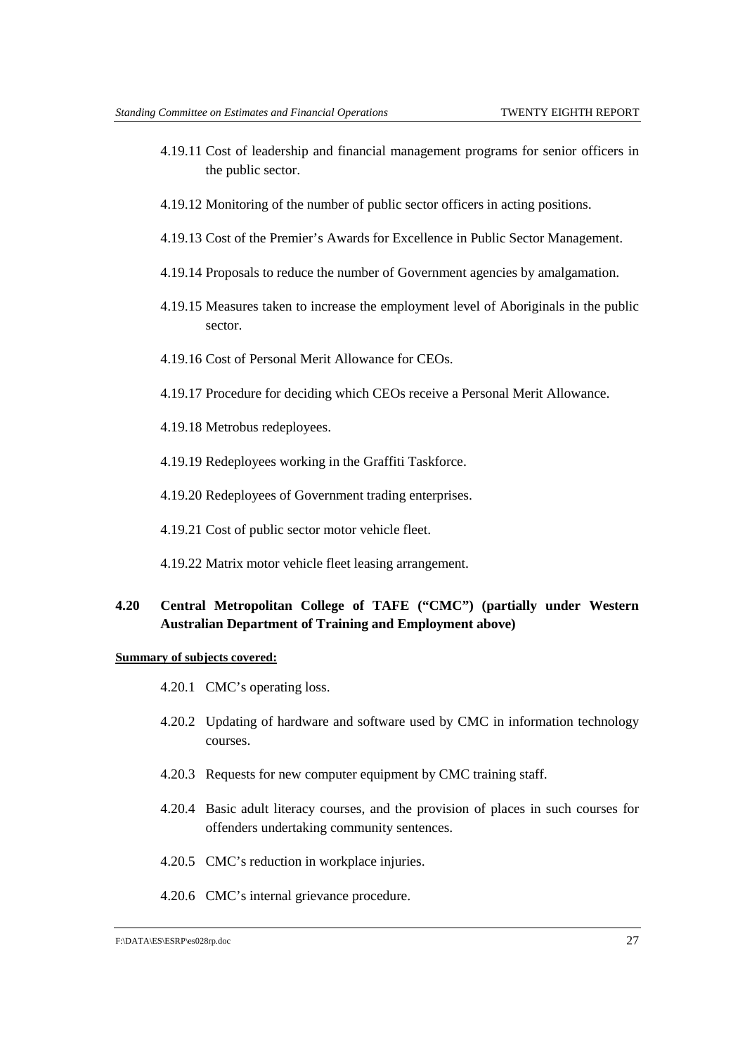4.19.11 Cost of leadership and financial management programs for senior officers in the public sector.

4.19.12 Monitoring of the number of public sector officers in acting positions.

4.19.13 Cost of the Premier's Awards for Excellence in Public Sector Management.

4.19.14 Proposals to reduce the number of Government agencies by amalgamation.

4.19.15 Measures taken to increase the employment level of Aboriginals in the public sector.

4.19.16 Cost of Personal Merit Allowance for CEOs.

4.19.17 Procedure for deciding which CEOs receive a Personal Merit Allowance.

4.19.18 Metrobus redeployees.

4.19.19 Redeployees working in the Graffiti Taskforce.

4.19.20 Redeployees of Government trading enterprises.

4.19.21 Cost of public sector motor vehicle fleet.

4.19.22 Matrix motor vehicle fleet leasing arrangement.

### 4.20 Central Metropolitan College of TAFE ("CMC") (partially under Western Australian Department of Training and Employment above)

**Summary of subjects covered:**

4.20.1 CMC's operating loss.

4.20.2 Updating of hardware and software used by CMC in information technology courses.

4.20.3 Requests for new computer equipment by CMC training staff.

4.20.4 Basic adult literacy courses, and the provision of places in such courses for offenders undertaking community sentences.

4.20.5 CMC's reduction in workplace injuries.

4.20.6 CMC's internal grievance procedure.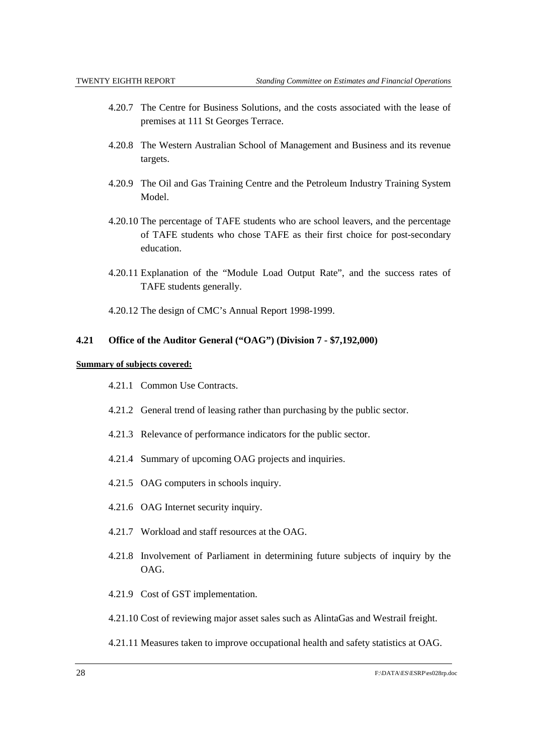4.20.7 The Centre for Business Solutions, and the costs associated with the lease of premises at 111 St Georges Terrace.

4.20.8 The Western Australian School of Management and Business and its revenue targets.

4.20.9 The Oil and Gas Training Centre and the Petroleum Industry Training System Model.

4.20.10 The percentage of TAFE students who are school leavers, and the percentage of TAFE students who chose TAFE as their first choice for post-secondary education.

4.20.11 Explanation of the "Module Load Output Rate", and the success rates of TAFE students generally.

4.20.12 The design of CMC's Annual Report 1998-1999.

### 4.21 Office of the Auditor General ("OAG") (Division 7 - $7,192,000)

**Summary of subjects covered:**

4.21.1 Common Use Contracts.

4.21.2 General trend of leasing rather than purchasing by the public sector.

4.21.3 Relevance of performance indicators for the public sector.

4.21.4 Summary of upcoming OAG projects and inquiries.

4.21.5 OAG computers in schools inquiry.

4.21.6 OAG Internet security inquiry.

4.21.7 Workload and staff resources at the OAG.

4.21.8 Involvement of Parliament in determining future subjects of inquiry by the OAG.

4.21.9 Cost of GST implementation.

4.21.10 Cost of reviewing major asset sales such as AlintaGas and Westrail freight.

4.21.11 Measures taken to improve occupational health and safety statistics at OAG.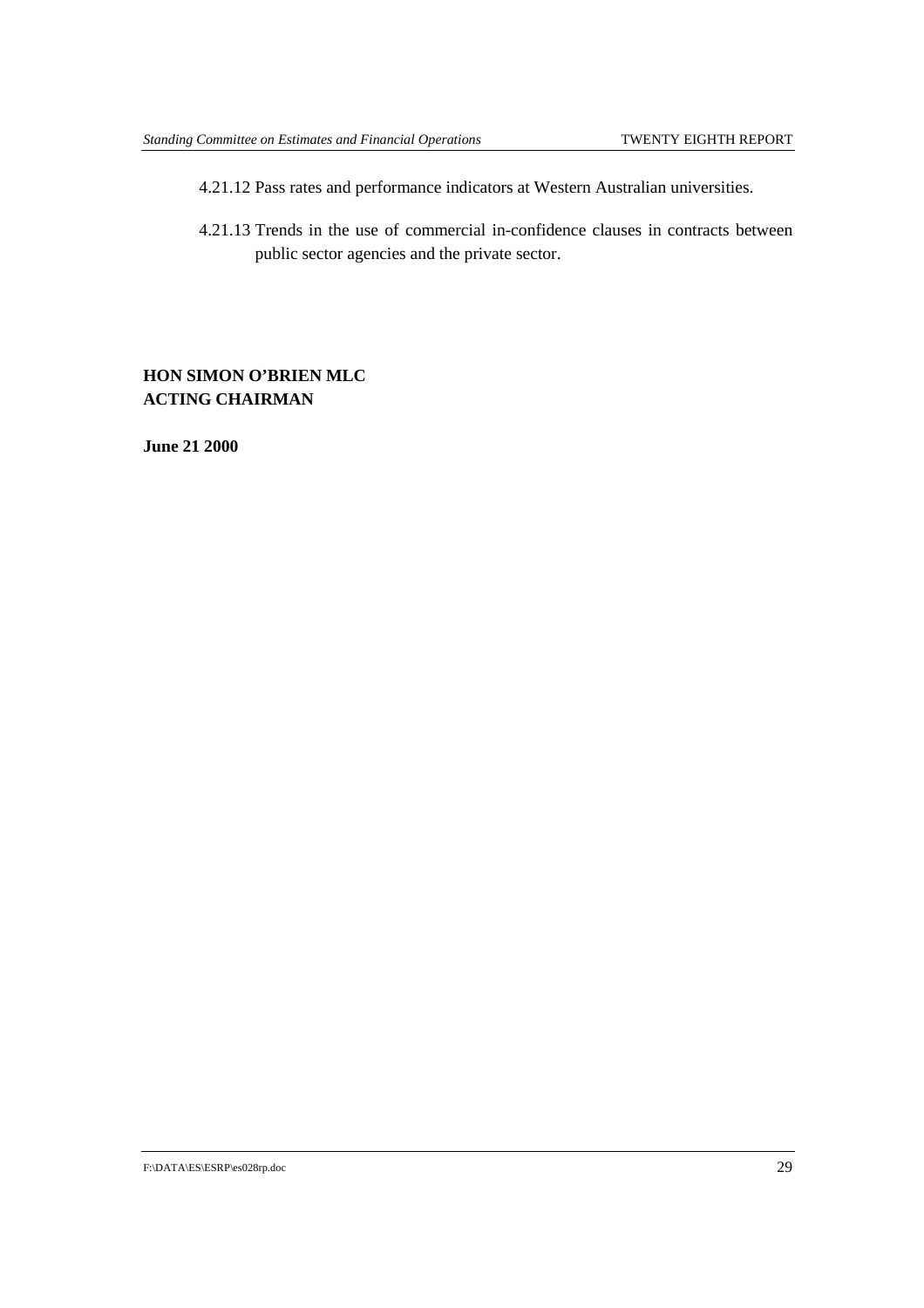4.21.12 Pass rates and performance indicators at Western Australian universities.

4.21.13 Trends in the use of commercial in-confidence clauses in contracts between public sector agencies and the private sector.

**HON SIMON O'BRIEN MLC**
**ACTING CHAIRMAN**

**June 21 2000**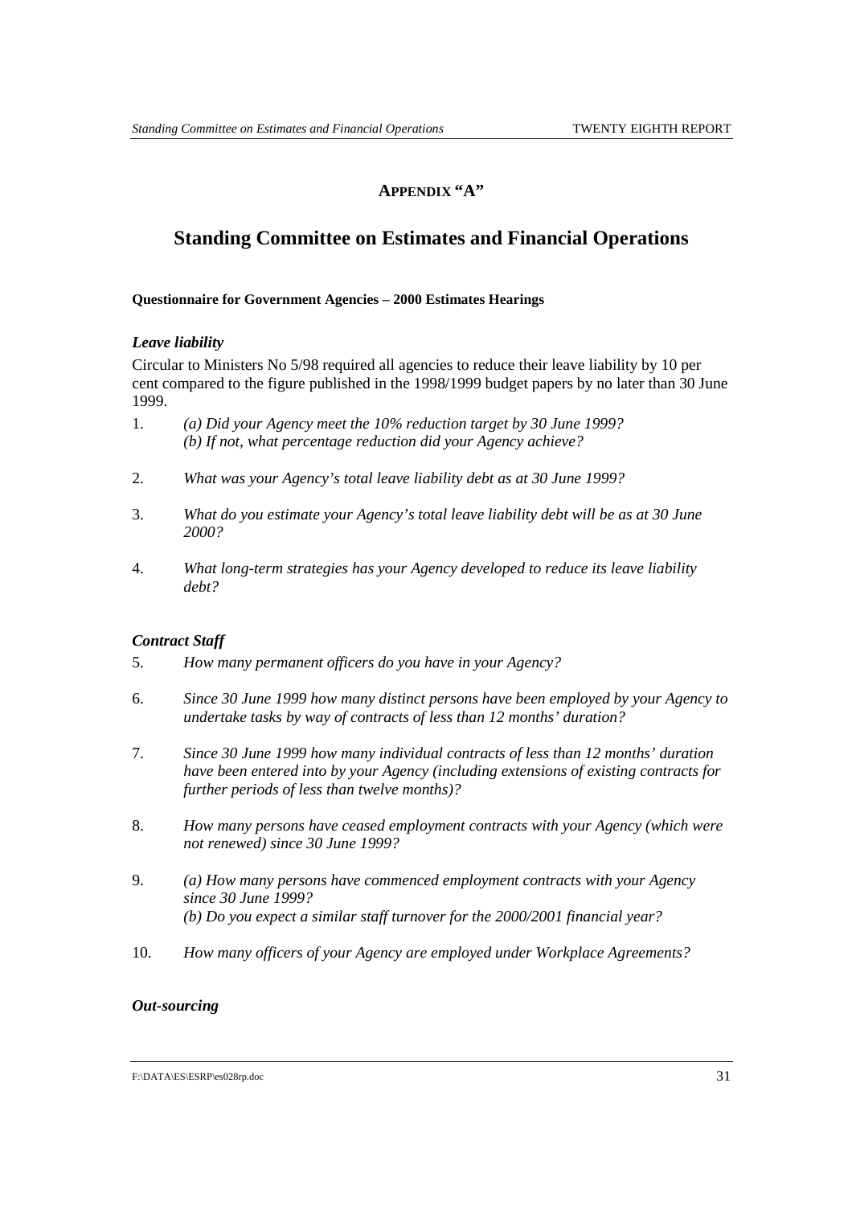## APPENDIX "A"

# Standing Committee on Estimates and Financial Operations

**Questionnaire for Government Agencies – 2000 Estimates Hearings**

***Leave liability***

Circular to Ministers No 5/98 required all agencies to reduce their leave liability by 10 per cent compared to the figure published in the 1998/1999 budget papers by no later than 30 June 1999.

1. *(a) Did your Agency meet the 10% reduction target by 30 June 1999?*
   *(b) If not, what percentage reduction did your Agency achieve?*

2. *What was your Agency's total leave liability debt as at 30 June 1999?*

3. *What do you estimate your Agency's total leave liability debt will be as at 30 June 2000?*

4. *What long-term strategies has your Agency developed to reduce its leave liability debt?*

***Contract Staff***

5. *How many permanent officers do you have in your Agency?*

6. *Since 30 June 1999 how many distinct persons have been employed by your Agency to undertake tasks by way of contracts of less than 12 months' duration?*

7. *Since 30 June 1999 how many individual contracts of less than 12 months' duration have been entered into by your Agency (including extensions of existing contracts for further periods of less than twelve months)?*

8. *How many persons have ceased employment contracts with your Agency (which were not renewed) since 30 June 1999?*

9. *(a) How many persons have commenced employment contracts with your Agency since 30 June 1999?*
   *(b) Do you expect a similar staff turnover for the 2000/2001 financial year?*

10. *How many officers of your Agency are employed under Workplace Agreements?*

***Out-sourcing***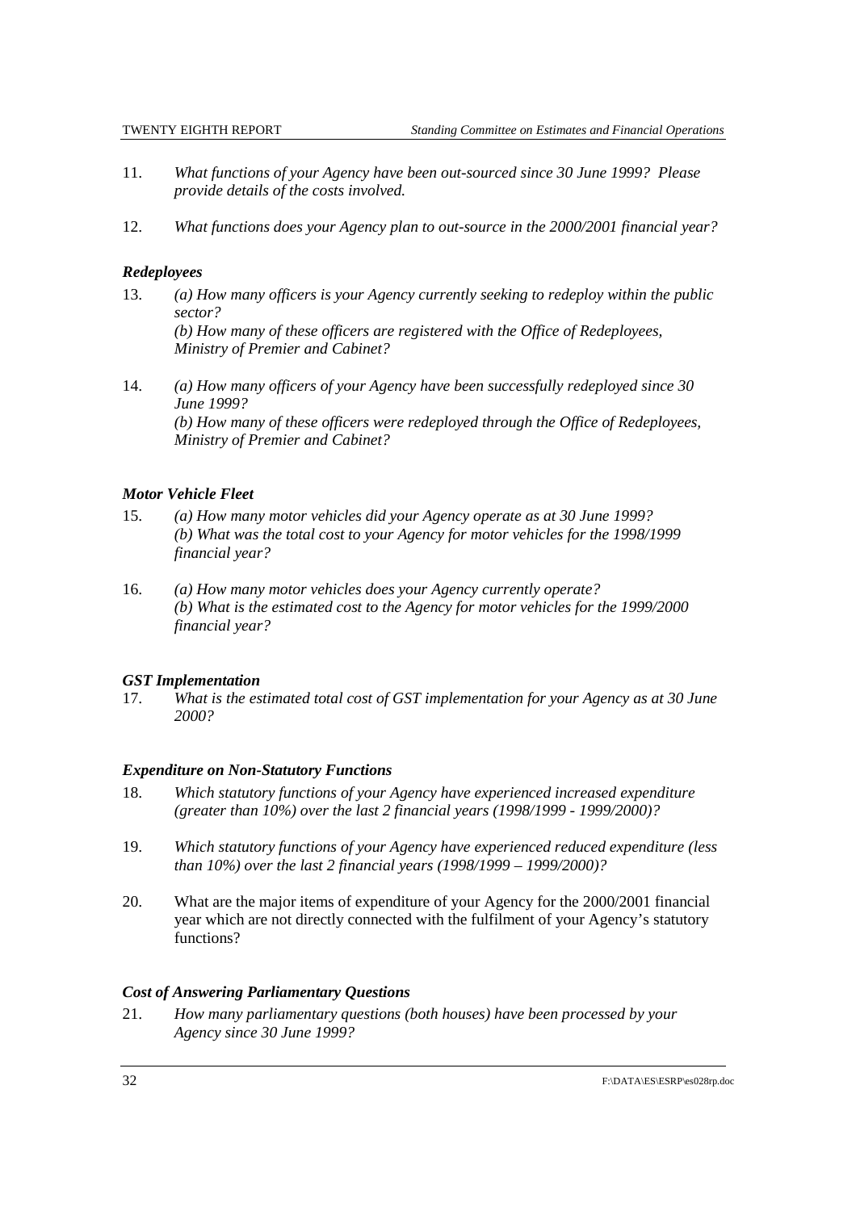11. *What functions of your Agency have been out-sourced since 30 June 1999? Please provide details of the costs involved.*

12. *What functions does your Agency plan to out-source in the 2000/2001 financial year?*

### *Redeployees*

13. *(a) How many officers is your Agency currently seeking to redeploy within the public sector?*
    *(b) How many of these officers are registered with the Office of Redeployees, Ministry of Premier and Cabinet?*

14. *(a) How many officers of your Agency have been successfully redeployed since 30 June 1999?*
    *(b) How many of these officers were redeployed through the Office of Redeployees, Ministry of Premier and Cabinet?*

### *Motor Vehicle Fleet*

15. *(a) How many motor vehicles did your Agency operate as at 30 June 1999?*
    *(b) What was the total cost to your Agency for motor vehicles for the 1998/1999 financial year?*

16. *(a) How many motor vehicles does your Agency currently operate?*
    *(b) What is the estimated cost to the Agency for motor vehicles for the 1999/2000 financial year?*

### *GST Implementation*

17. *What is the estimated total cost of GST implementation for your Agency as at 30 June 2000?*

### *Expenditure on Non-Statutory Functions*

18. *Which statutory functions of your Agency have experienced increased expenditure (greater than 10%) over the last 2 financial years (1998/1999 - 1999/2000)?*

19. *Which statutory functions of your Agency have experienced reduced expenditure (less than 10%) over the last 2 financial years (1998/1999 – 1999/2000)?*

20. What are the major items of expenditure of your Agency for the 2000/2001 financial year which are not directly connected with the fulfilment of your Agency's statutory functions?

### *Cost of Answering Parliamentary Questions*

21. *How many parliamentary questions (both houses) have been processed by your Agency since 30 June 1999?*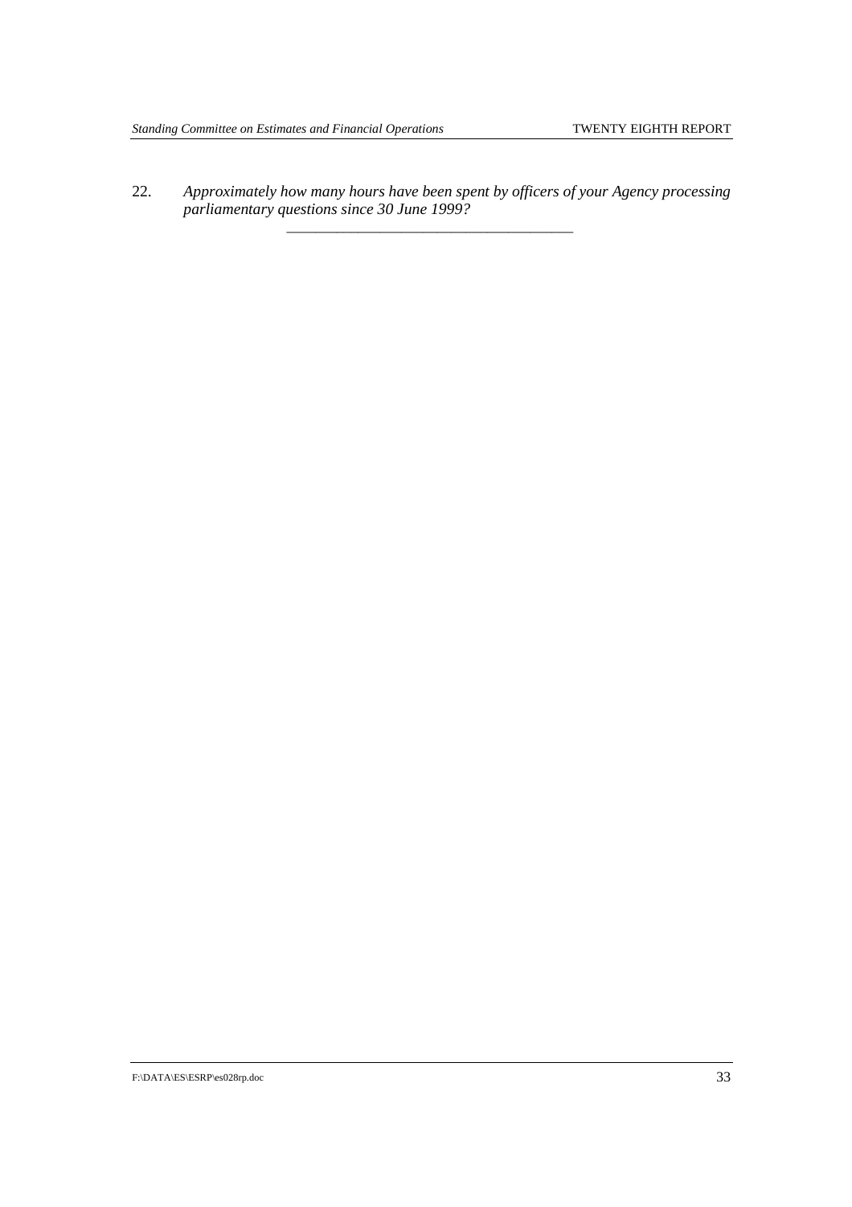22. *Approximately how many hours have been spent by officers of your Agency processing parliamentary questions since 30 June 1999?*

---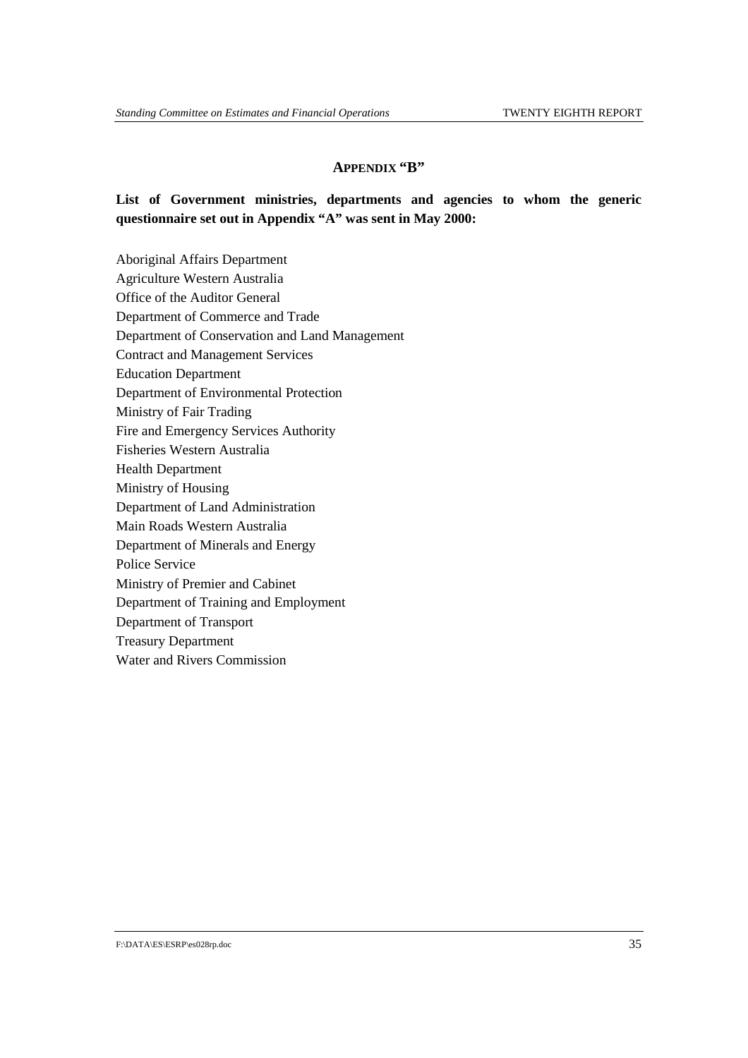## APPENDIX "B"

**List of Government ministries, departments and agencies to whom the generic questionnaire set out in Appendix "A" was sent in May 2000:**

Aboriginal Affairs Department
Agriculture Western Australia
Office of the Auditor General
Department of Commerce and Trade
Department of Conservation and Land Management
Contract and Management Services
Education Department
Department of Environmental Protection
Ministry of Fair Trading
Fire and Emergency Services Authority
Fisheries Western Australia
Health Department
Ministry of Housing
Department of Land Administration
Main Roads Western Australia
Department of Minerals and Energy
Police Service
Ministry of Premier and Cabinet
Department of Training and Employment
Department of Transport
Treasury Department
Water and Rivers Commission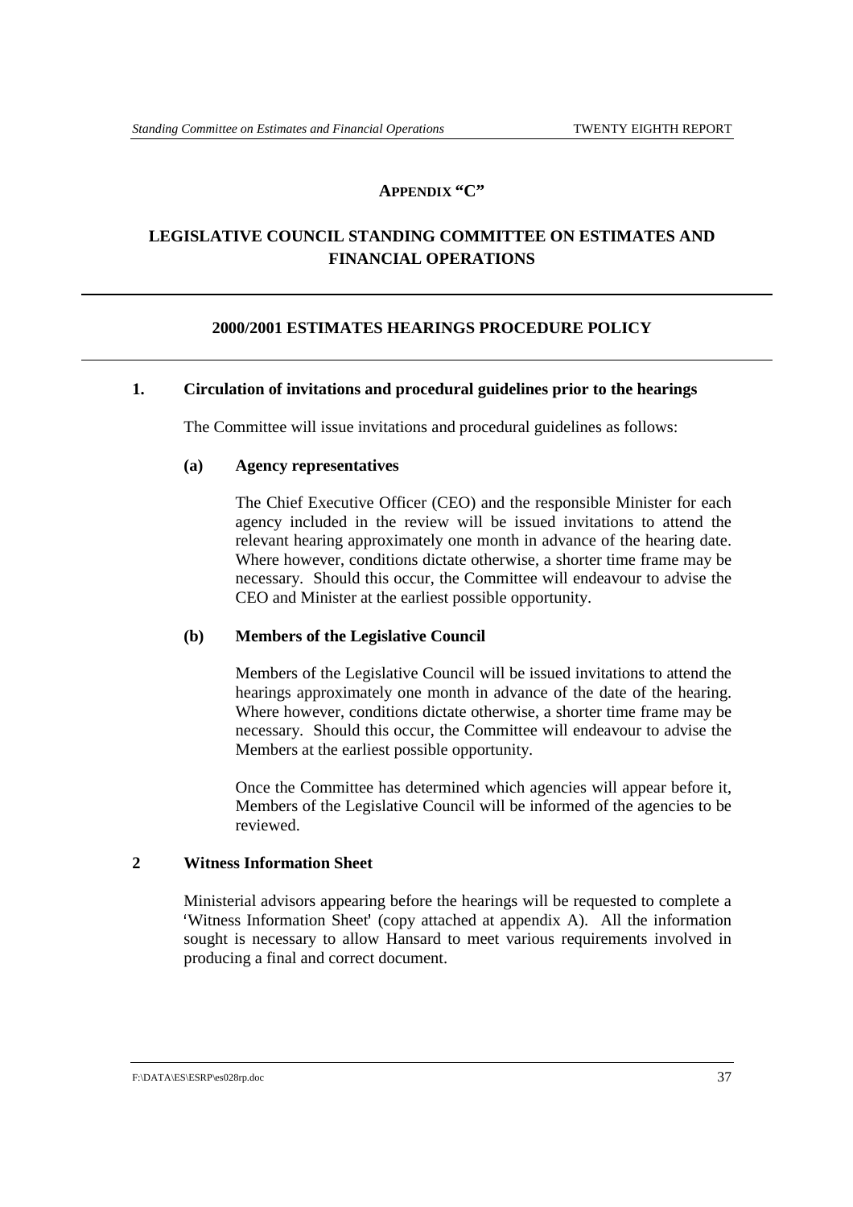## APPENDIX "C"

## LEGISLATIVE COUNCIL STANDING COMMITTEE ON ESTIMATES AND FINANCIAL OPERATIONS

---

### 2000/2001 ESTIMATES HEARINGS PROCEDURE POLICY

---

**1. Circulation of invitations and procedural guidelines prior to the hearings**

The Committee will issue invitations and procedural guidelines as follows:

**(a) Agency representatives**

The Chief Executive Officer (CEO) and the responsible Minister for each agency included in the review will be issued invitations to attend the relevant hearing approximately one month in advance of the hearing date. Where however, conditions dictate otherwise, a shorter time frame may be necessary. Should this occur, the Committee will endeavour to advise the CEO and Minister at the earliest possible opportunity.

**(b) Members of the Legislative Council**

Members of the Legislative Council will be issued invitations to attend the hearings approximately one month in advance of the date of the hearing. Where however, conditions dictate otherwise, a shorter time frame may be necessary. Should this occur, the Committee will endeavour to advise the Members at the earliest possible opportunity.

Once the Committee has determined which agencies will appear before it, Members of the Legislative Council will be informed of the agencies to be reviewed.

**2 Witness Information Sheet**

Ministerial advisors appearing before the hearings will be requested to complete a 'Witness Information Sheet' (copy attached at appendix A). All the information sought is necessary to allow Hansard to meet various requirements involved in producing a final and correct document.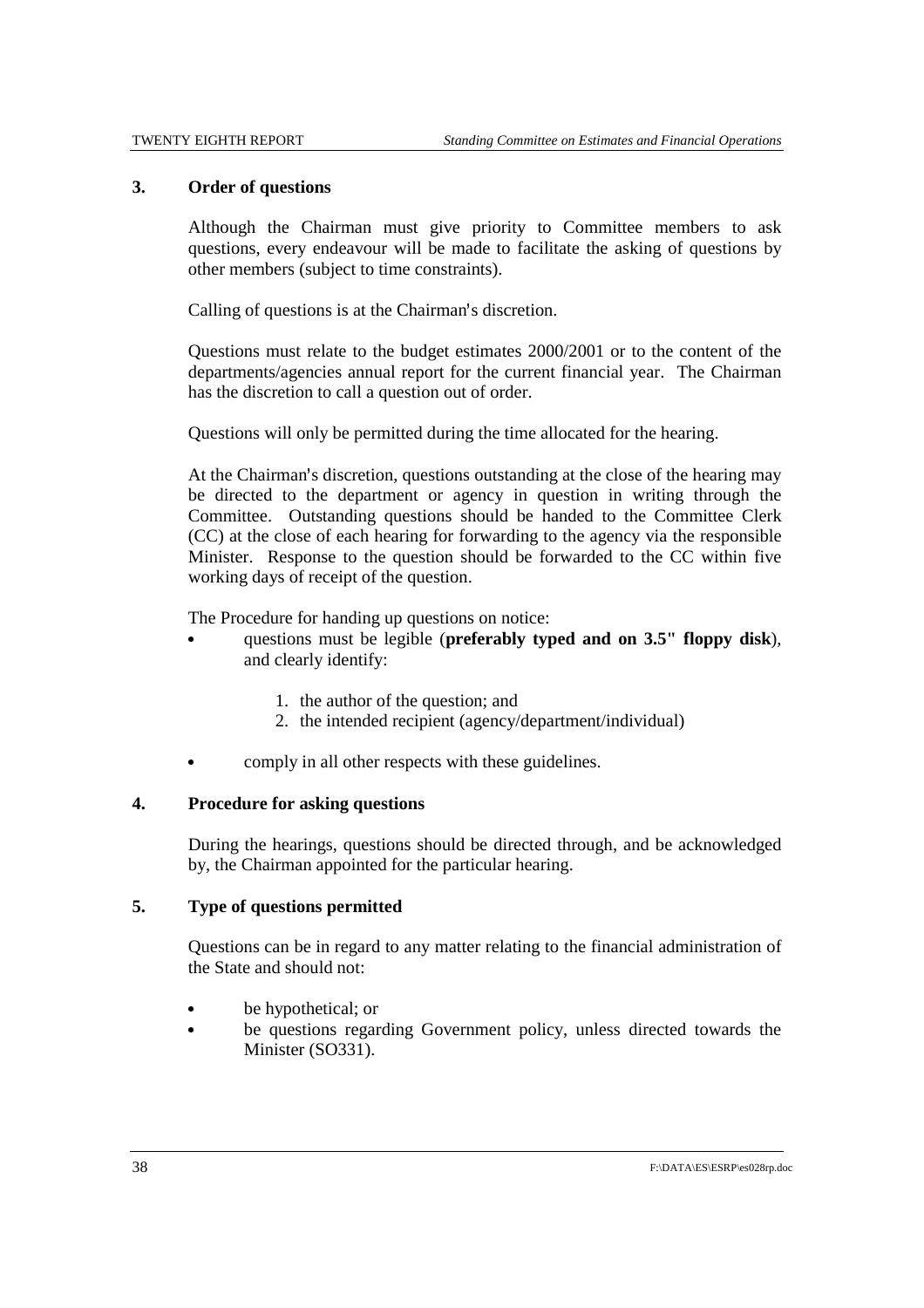## 3. Order of questions

Although the Chairman must give priority to Committee members to ask questions, every endeavour will be made to facilitate the asking of questions by other members (subject to time constraints).

Calling of questions is at the Chairman's discretion.

Questions must relate to the budget estimates 2000/2001 or to the content of the departments/agencies annual report for the current financial year. The Chairman has the discretion to call a question out of order.

Questions will only be permitted during the time allocated for the hearing.

At the Chairman's discretion, questions outstanding at the close of the hearing may be directed to the department or agency in question in writing through the Committee. Outstanding questions should be handed to the Committee Clerk (CC) at the close of each hearing for forwarding to the agency via the responsible Minister. Response to the question should be forwarded to the CC within five working days of receipt of the question.

The Procedure for handing up questions on notice:

- questions must be legible (**preferably typed and on 3.5" floppy disk**), and clearly identify:

    1. the author of the question; and
    2. the intended recipient (agency/department/individual)

- comply in all other respects with these guidelines.

## 4. Procedure for asking questions

During the hearings, questions should be directed through, and be acknowledged by, the Chairman appointed for the particular hearing.

## 5. Type of questions permitted

Questions can be in regard to any matter relating to the financial administration of the State and should not:

- be hypothetical; or
- be questions regarding Government policy, unless directed towards the Minister (SO331).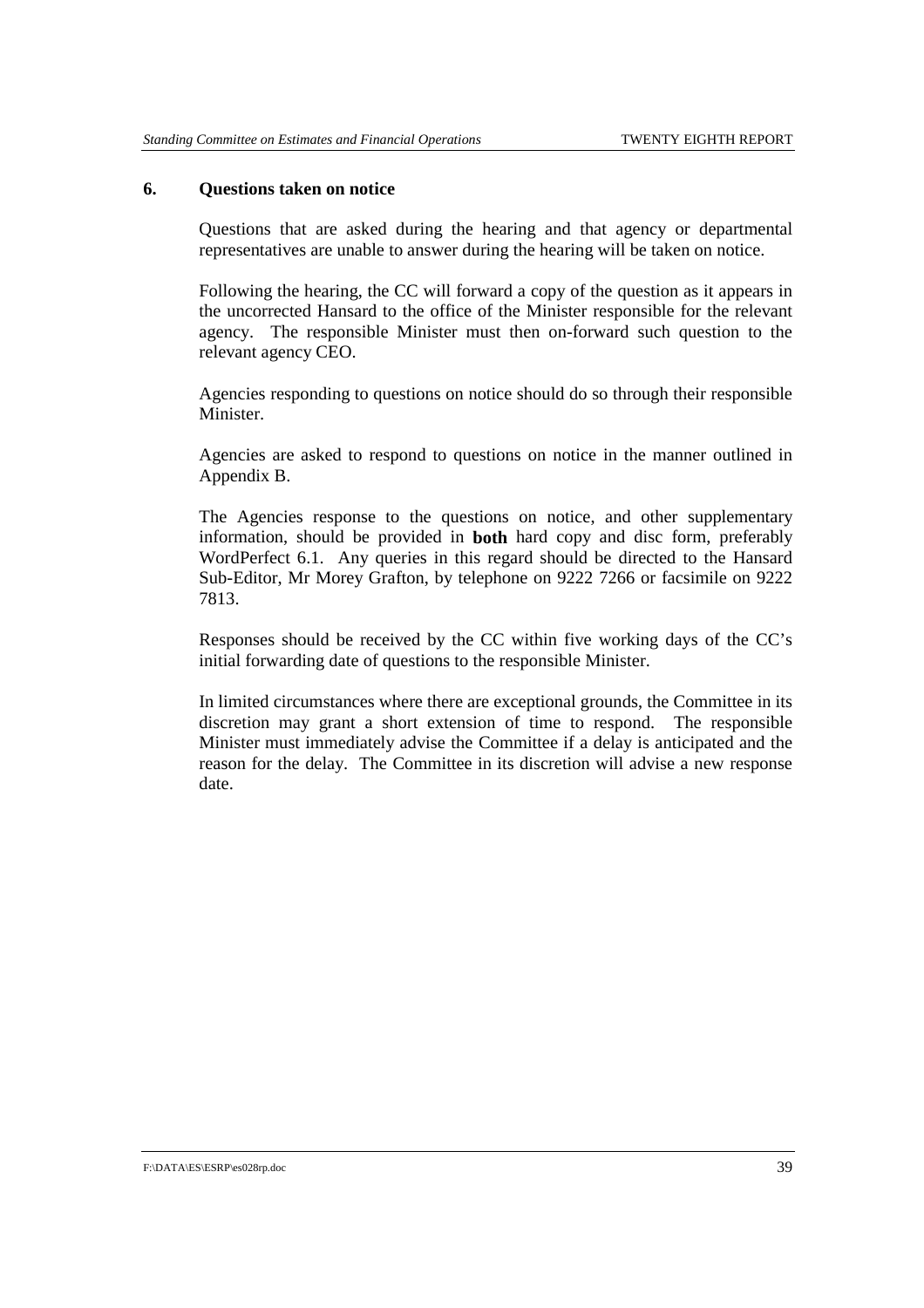## 6. Questions taken on notice

Questions that are asked during the hearing and that agency or departmental representatives are unable to answer during the hearing will be taken on notice.

Following the hearing, the CC will forward a copy of the question as it appears in the uncorrected Hansard to the office of the Minister responsible for the relevant agency. The responsible Minister must then on-forward such question to the relevant agency CEO.

Agencies responding to questions on notice should do so through their responsible Minister.

Agencies are asked to respond to questions on notice in the manner outlined in Appendix B.

The Agencies response to the questions on notice, and other supplementary information, should be provided in **both** hard copy and disc form, preferably WordPerfect 6.1. Any queries in this regard should be directed to the Hansard Sub-Editor, Mr Morey Grafton, by telephone on 9222 7266 or facsimile on 9222 7813.

Responses should be received by the CC within five working days of the CC's initial forwarding date of questions to the responsible Minister.

In limited circumstances where there are exceptional grounds, the Committee in its discretion may grant a short extension of time to respond. The responsible Minister must immediately advise the Committee if a delay is anticipated and the reason for the delay. The Committee in its discretion will advise a new response date.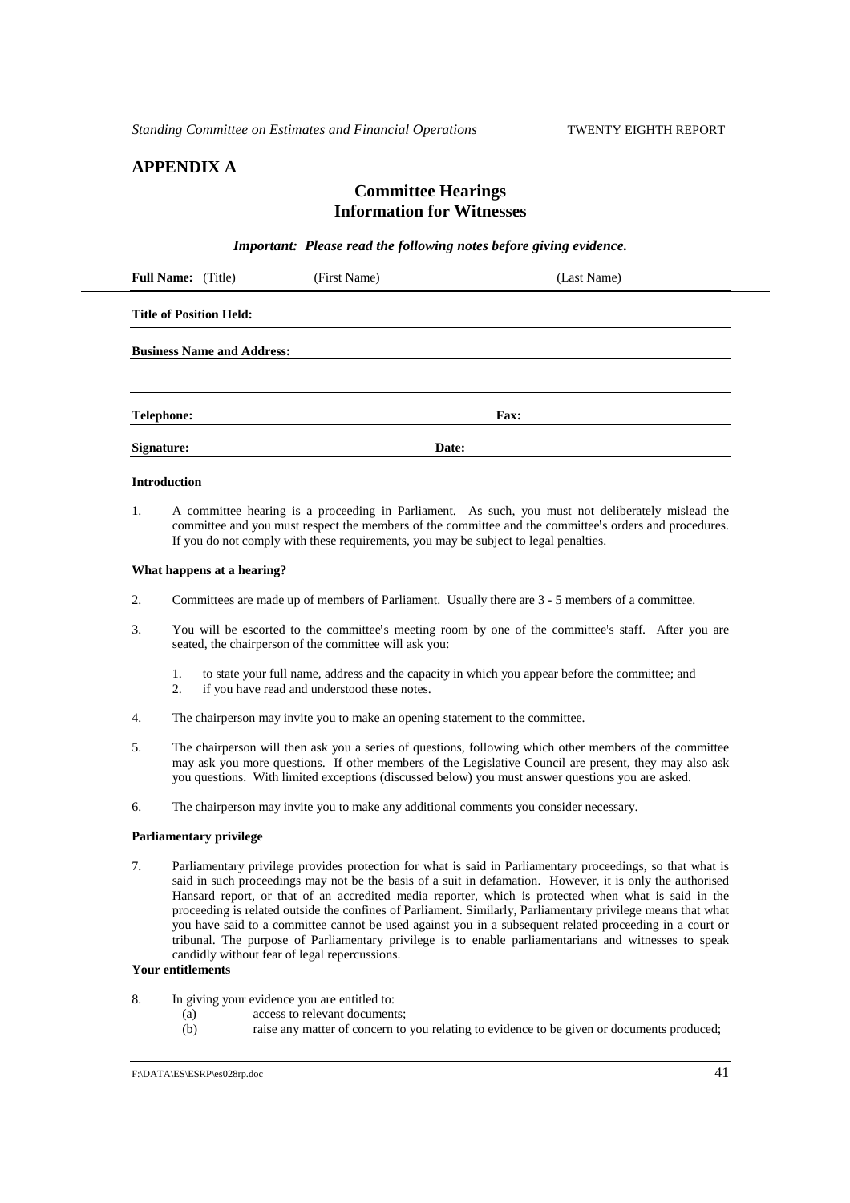## APPENDIX A

### Committee Hearings
### Information for Witnesses

***Important: Please read the following notes before giving evidence.***

**Full Name:** (Title) (First Name) (Last Name)

**Title of Position Held:**

**Business Name and Address:**

**Telephone:** **Fax:**

**Signature:** **Date:**

**Introduction**

1. A committee hearing is a proceeding in Parliament. As such, you must not deliberately mislead the committee and you must respect the members of the committee and the committee's orders and procedures. If you do not comply with these requirements, you may be subject to legal penalties.

**What happens at a hearing?**

2. Committees are made up of members of Parliament. Usually there are 3 - 5 members of a committee.

3. You will be escorted to the committee's meeting room by one of the committee's staff. After you are seated, the chairperson of the committee will ask you:

   1. to state your full name, address and the capacity in which you appear before the committee; and
   2. if you have read and understood these notes.

4. The chairperson may invite you to make an opening statement to the committee.

5. The chairperson will then ask you a series of questions, following which other members of the committee may ask you more questions. If other members of the Legislative Council are present, they may also ask you questions. With limited exceptions (discussed below) you must answer questions you are asked.

6. The chairperson may invite you to make any additional comments you consider necessary.

**Parliamentary privilege**

7. Parliamentary privilege provides protection for what is said in Parliamentary proceedings, so that what is said in such proceedings may not be the basis of a suit in defamation. However, it is only the authorised Hansard report, or that of an accredited media reporter, which is protected when what is said in the proceeding is related outside the confines of Parliament. Similarly, Parliamentary privilege means that what you have said to a committee cannot be used against you in a subsequent related proceeding in a court or tribunal. The purpose of Parliamentary privilege is to enable parliamentarians and witnesses to speak candidly without fear of legal repercussions.

**Your entitlements**

8. In giving your evidence you are entitled to:
   (a) access to relevant documents;
   (b) raise any matter of concern to you relating to evidence to be given or documents produced;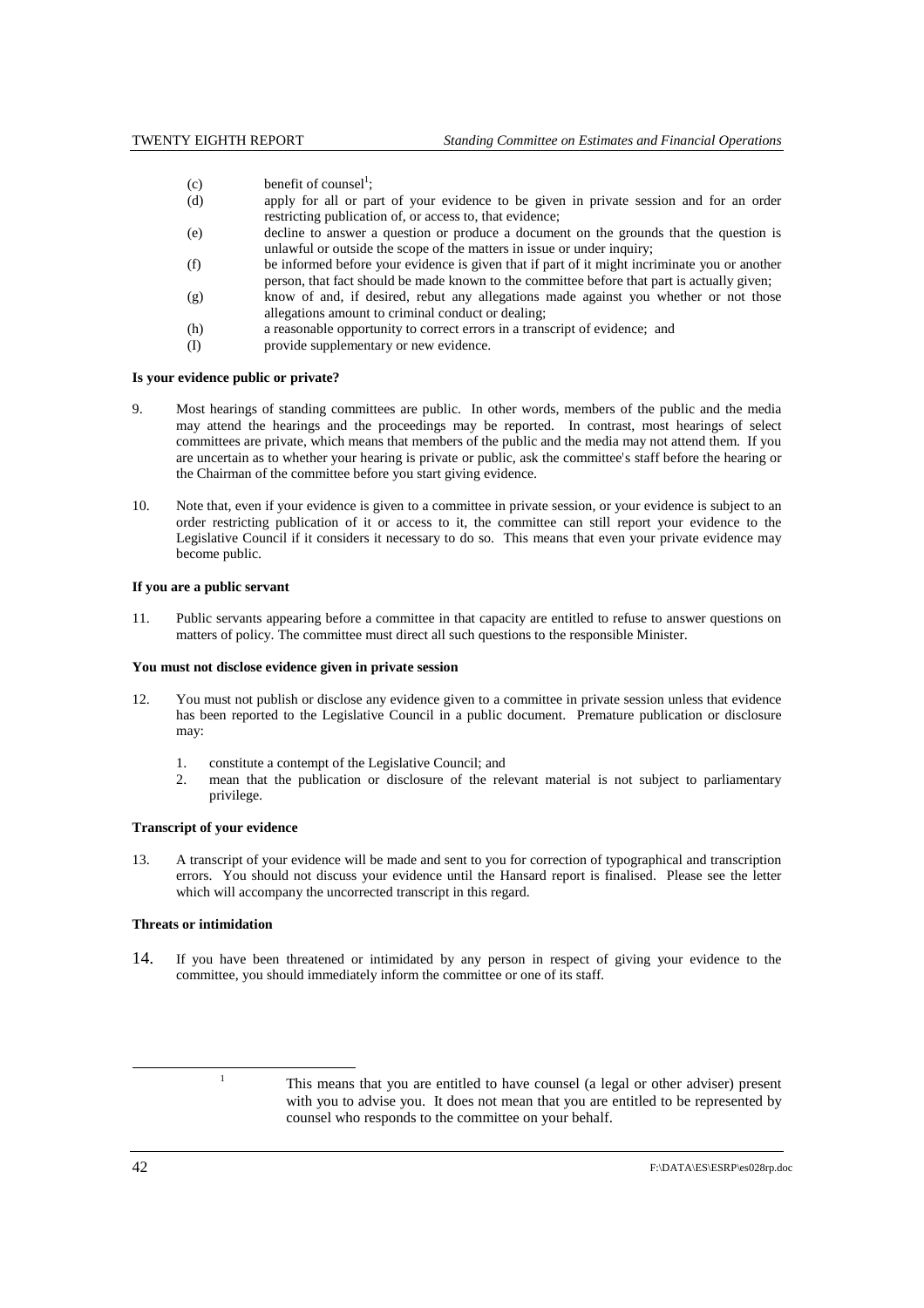(c) benefit of counsel[1];

(d) apply for all or part of your evidence to be given in private session and for an order restricting publication of, or access to, that evidence;

(e) decline to answer a question or produce a document on the grounds that the question is unlawful or outside the scope of the matters in issue or under inquiry;

(f) be informed before your evidence is given that if part of it might incriminate you or another person, that fact should be made known to the committee before that part is actually given;

(g) know of and, if desired, rebut any allegations made against you whether or not those allegations amount to criminal conduct or dealing;

(h) a reasonable opportunity to correct errors in a transcript of evidence; and

(I) provide supplementary or new evidence.

**Is your evidence public or private?**

9. Most hearings of standing committees are public. In other words, members of the public and the media may attend the hearings and the proceedings may be reported. In contrast, most hearings of select committees are private, which means that members of the public and the media may not attend them. If you are uncertain as to whether your hearing is private or public, ask the committee's staff before the hearing or the Chairman of the committee before you start giving evidence.

10. Note that, even if your evidence is given to a committee in private session, or your evidence is subject to an order restricting publication of it or access to it, the committee can still report your evidence to the Legislative Council if it considers it necessary to do so. This means that even your private evidence may become public.

**If you are a public servant**

11. Public servants appearing before a committee in that capacity are entitled to refuse to answer questions on matters of policy. The committee must direct all such questions to the responsible Minister.

**You must not disclose evidence given in private session**

12. You must not publish or disclose any evidence given to a committee in private session unless that evidence has been reported to the Legislative Council in a public document. Premature publication or disclosure may:

    1. constitute a contempt of the Legislative Council; and
    2. mean that the publication or disclosure of the relevant material is not subject to parliamentary privilege.

**Transcript of your evidence**

13. A transcript of your evidence will be made and sent to you for correction of typographical and transcription errors. You should not discuss your evidence until the Hansard report is finalised. Please see the letter which will accompany the uncorrected transcript in this regard.

**Threats or intimidation**

14. If you have been threatened or intimidated by any person in respect of giving your evidence to the committee, you should immediately inform the committee or one of its staff.

---

[1] This means that you are entitled to have counsel (a legal or other adviser) present with you to advise you. It does not mean that you are entitled to be represented by counsel who responds to the committee on your behalf.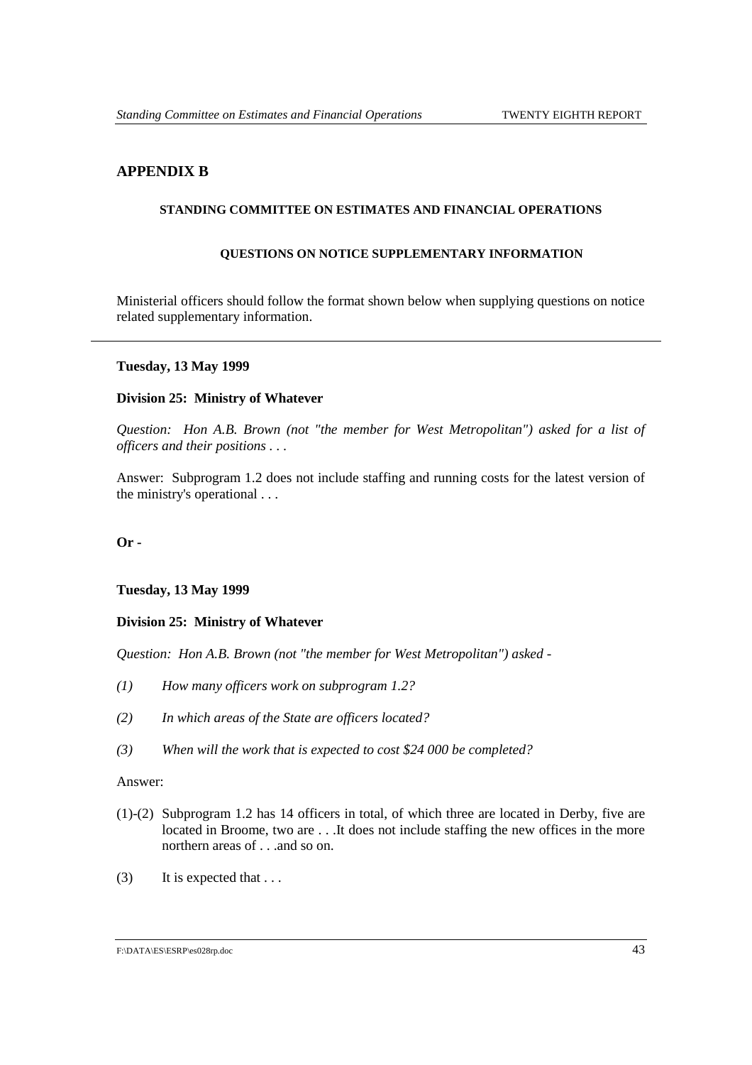# APPENDIX B

**STANDING COMMITTEE ON ESTIMATES AND FINANCIAL OPERATIONS**

**QUESTIONS ON NOTICE SUPPLEMENTARY INFORMATION**

Ministerial officers should follow the format shown below when supplying questions on notice related supplementary information.

---

**Tuesday, 13 May 1999**

**Division 25: Ministry of Whatever**

*Question: Hon A.B. Brown (not "the member for West Metropolitan") asked for a list of officers and their positions . . .*

Answer: Subprogram 1.2 does not include staffing and running costs for the latest version of the ministry's operational . . .

**Or -**

**Tuesday, 13 May 1999**

**Division 25: Ministry of Whatever**

*Question: Hon A.B. Brown (not "the member for West Metropolitan") asked -*

*(1) How many officers work on subprogram 1.2?*

*(2) In which areas of the State are officers located?*

*(3) When will the work that is expected to cost $24 000 be completed?*

Answer:

(1)-(2) Subprogram 1.2 has 14 officers in total, of which three are located in Derby, five are located in Broome, two are . . .It does not include staffing the new offices in the more northern areas of . . .and so on.

(3) It is expected that . . .